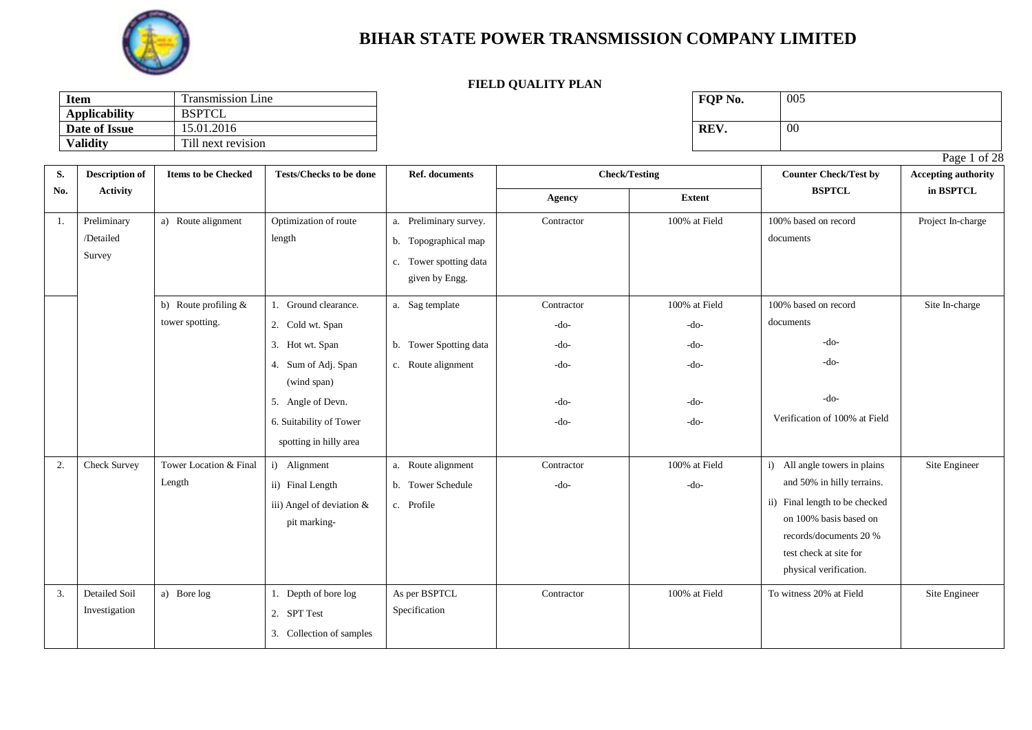# BIHAR STATE POWER TRANSMISSION COMPANY LIMITED

## FIELD QUALITY PLAN

| | |
|---|---|
| **Item** | Transmission Line |
| **Applicability** | BSPTCL |
| **Date of Issue** | 15.01.2016 |
| **Validity** | Till next revision |

| | |
|---|---|
| **FQP No.** | 005 |
| **REV.** | 00 |

| S. No. | Description of Activity | Items to be Checked | Tests/Checks to be done | Ref. documents | Check/Testing | | Counter Check/Test by BSPTCL | Accepting authority in BSPTCL |
|---|---|---|---|---|---|---|---|---|
| | | | | | Agency | Extent | | |
| 1. | Preliminary /Detailed Survey | a) Route alignment | Optimization of route length | a. Preliminary survey.<br>b. Topographical map<br>c. Tower spotting data given by Engg. | Contractor | 100% at Field | 100% based on record documents | Project In-charge |
| | | b) Route profiling & tower spotting. | 1. Ground clearance.<br>2. Cold wt. Span<br>3. Hot wt. Span<br>4. Sum of Adj. Span (wind span)<br>5. Angle of Devn.<br>6. Suitability of Tower spotting in hilly area | a. Sag template<br>b. Tower Spotting data<br>c. Route alignment | Contractor<br>-do-<br>-do-<br>-do-<br>-do-<br>-do- | 100% at Field<br>-do-<br>-do-<br>-do-<br>-do-<br>-do- | 100% based on record documents<br>-do-<br>-do-<br>-do-<br>Verification of 100% at Field | Site In-charge |
| 2. | Check Survey | Tower Location & Final Length | i) Alignment<br>ii) Final Length<br>iii) Angel of deviation & pit marking- | a. Route alignment<br>b. Tower Schedule<br>c. Profile | Contractor<br>-do- | 100% at Field<br>-do- | i) All angle towers in plains and 50% in hilly terrains.<br>ii) Final length to be checked on 100% basis based on records/documents 20 % test check at site for physical verification. | Site Engineer |
| 3. | Detailed Soil Investigation | a) Bore log | 1. Depth of bore log<br>2. SPT Test<br>3. Collection of samples | As per BSPTCL Specification | Contractor | 100% at Field | To witness 20% at Field | Site Engineer |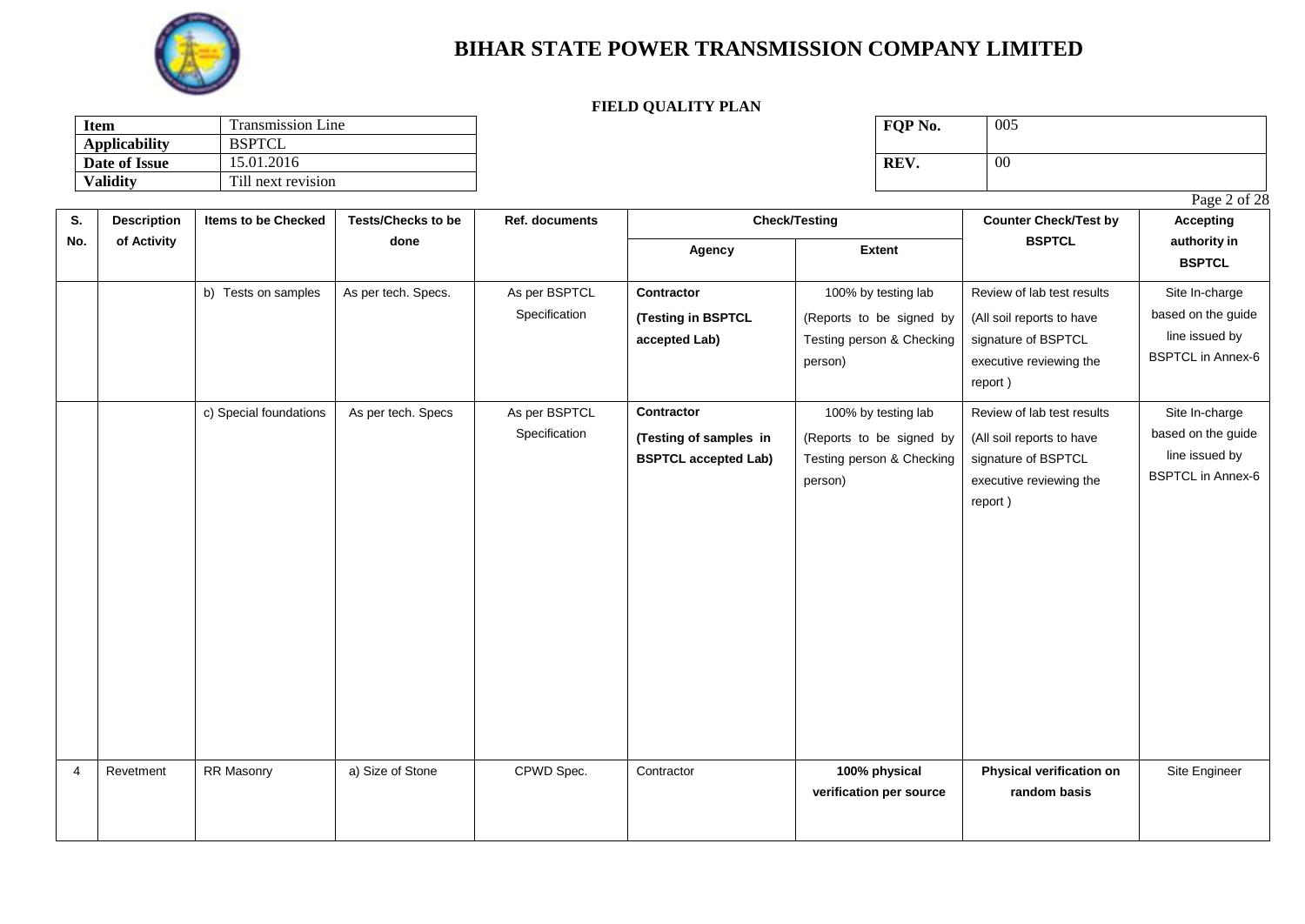# BIHAR STATE POWER TRANSMISSION COMPANY LIMITED

**FIELD QUALITY PLAN**

| | |
|---|---|
| **Item** | Transmission Line |
| **Applicability** | BSPTCL |
| **Date of Issue** | 15.01.2016 |
| **Validity** | Till next revision |

| | |
|---|---|
| **FQP No.** | 005 |
| **REV.** | 00 |

| S. No. | Description of Activity | Items to be Checked | Tests/Checks to be done | Ref. documents | Check/Testing | | Counter Check/Test by BSPTCL | Accepting authority in BSPTCL |
|---|---|---|---|---|---|---|---|---|
| | | | | | Agency | Extent | | |
| | | b) Tests on samples | As per tech. Specs. | As per BSPTCL Specification | **Contractor (Testing in BSPTCL accepted Lab)** | 100% by testing lab (Reports to be signed by Testing person & Checking person) | Review of lab test results (All soil reports to have signature of BSPTCL executive reviewing the report ) | Site In-charge based on the guide line issued by BSPTCL in Annex-6 |
| | | c) Special foundations | As per tech. Specs | As per BSPTCL Specification | **Contractor (Testing of samples in BSPTCL accepted Lab)** | 100% by testing lab (Reports to be signed by Testing person & Checking person) | Review of lab test results (All soil reports to have signature of BSPTCL executive reviewing the report ) | Site In-charge based on the guide line issued by BSPTCL in Annex-6 |
| 4 | Revetment | RR Masonry | a) Size of Stone | CPWD Spec. | Contractor | **100% physical verification per source** | **Physical verification on random basis** | Site Engineer |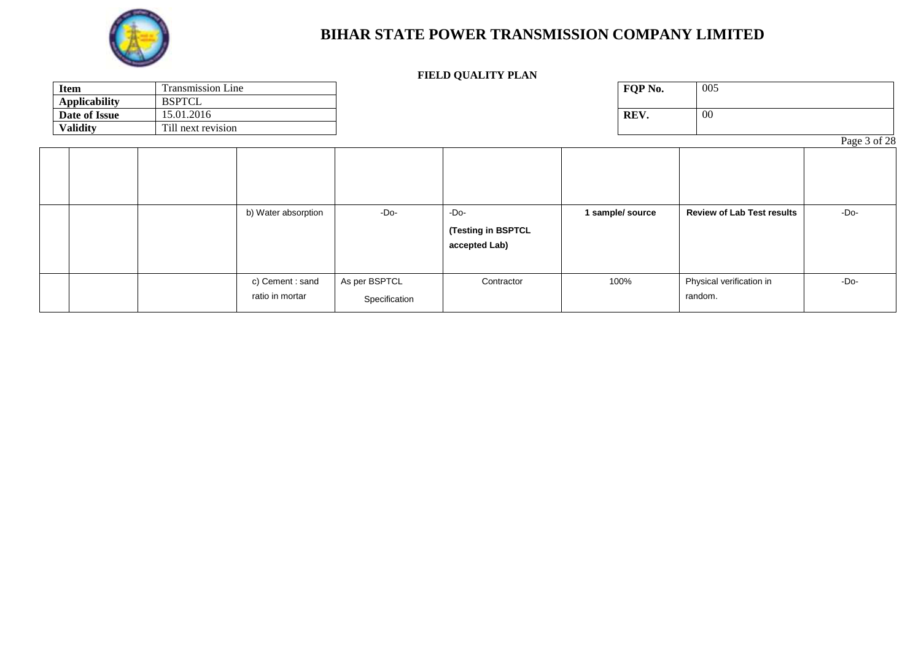# BIHAR STATE POWER TRANSMISSION COMPANY LIMITED

**FIELD QUALITY PLAN**

| **Item** | Transmission Line |
|---|---|
| **Applicability** | BSPTCL |
| **Date of Issue** | 15.01.2016 |
| **Validity** | Till next revision |

| **FQP No.** | 005 |
|---|---|
| **REV.** | 00 |

| | | | | | | | |
|---|---|---|---|---|---|---|---|
| | | | | | | | |
| | | b) Water absorption | -Do- | -Do- **(Testing in BSPTCL accepted Lab)** | **1 sample/ source** | **Review of Lab Test results** | -Do- |
| | | c) Cement : sand ratio in mortar | As per BSPTCL Specification | Contractor | 100% | Physical verification in random. | -Do- |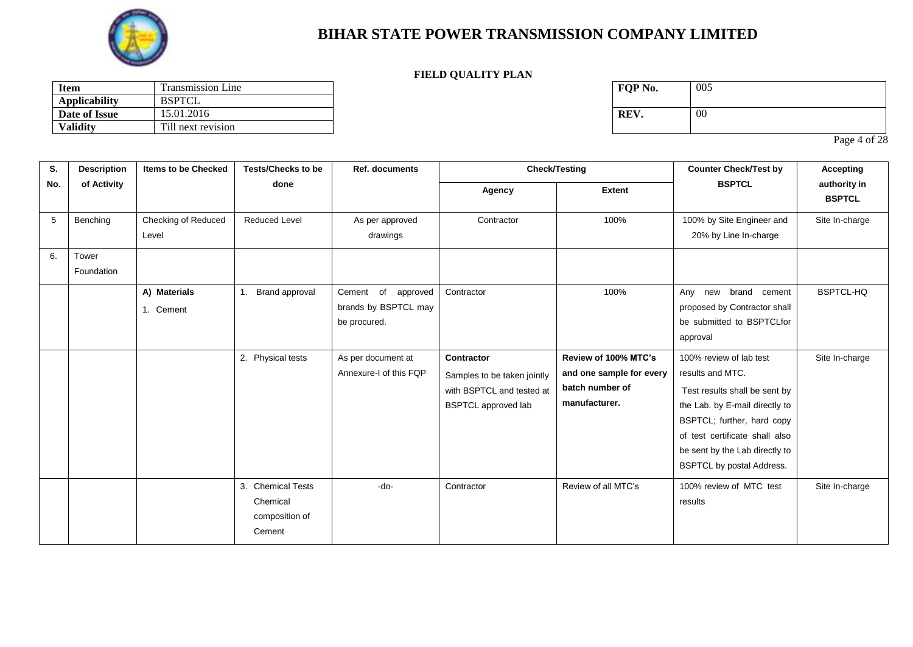# BIHAR STATE POWER TRANSMISSION COMPANY LIMITED

**FIELD QUALITY PLAN**

| **Item** | Transmission Line |
|---|---|
| **Applicability** | BSPTCL |
| **Date of Issue** | 15.01.2016 |
| **Validity** | Till next revision |

| **FQP No.** | 005 |
|---|---|
| **REV.** | 00 |

| S. No. | Description of Activity | Items to be Checked | Tests/Checks to be done | Ref. documents | Check/Testing | | Counter Check/Test by BSPTCL | Accepting authority in BSPTCL |
|---|---|---|---|---|---|---|---|---|
| | | | | | Agency | Extent | | |
| 5 | Benching | Checking of Reduced Level | Reduced Level | As per approved drawings | Contractor | 100% | 100% by Site Engineer and 20% by Line In-charge | Site In-charge |
| 6. | Tower Foundation | | | | | | | |
| | | **A) Materials** 1. Cement | 1. Brand approval | Cement of approved brands by BSPTCL may be procured. | Contractor | 100% | Any new brand cement proposed by Contractor shall be submitted to BSPTCLfor approval | BSPTCL-HQ |
| | | | 2. Physical tests | As per document at Annexure-I of this FQP | **Contractor** Samples to be taken jointly with BSPTCL and tested at BSPTCL approved lab | **Review of 100% MTC's and one sample for every batch number of manufacturer.** | 100% review of lab test results and MTC. Test results shall be sent by the Lab. by E-mail directly to BSPTCL; further, hard copy of test certificate shall also be sent by the Lab directly to BSPTCL by postal Address. | Site In-charge |
| | | | 3. Chemical Tests Chemical composition of Cement | -do- | Contractor | Review of all MTC's | 100% review of MTC test results | Site In-charge |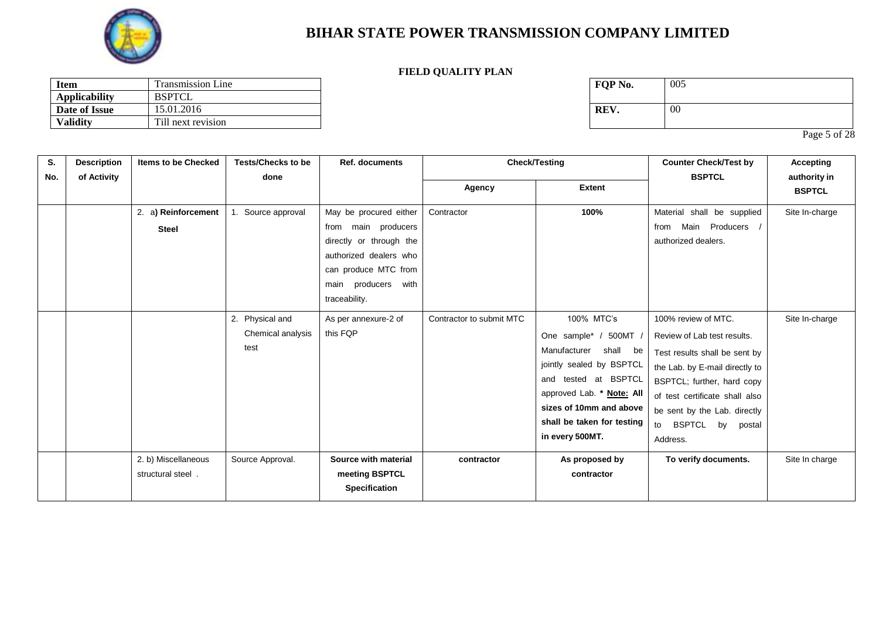# BIHAR STATE POWER TRANSMISSION COMPANY LIMITED

**FIELD QUALITY PLAN**

| **Item** | Transmission Line |
|---|---|
| **Applicability** | BSPTCL |
| **Date of Issue** | 15.01.2016 |
| **Validity** | Till next revision |

| **FQP No.** | 005 |
|---|---|
| **REV.** | 00 |

| S. No. | Description of Activity | Items to be Checked | Tests/Checks to be done | Ref. documents | Check/Testing | | Counter Check/Test by BSPTCL | Accepting authority in BSPTCL |
|---|---|---|---|---|---|---|---|---|
| | | | | | Agency | Extent | | |
| | | 2. a) **Reinforcement Steel** | 1. Source approval | May be procured either from main producers directly or through the authorized dealers who can produce MTC from main producers with traceability. | Contractor | **100%** | Material shall be supplied from Main Producers / authorized dealers. | Site In-charge |
| | | | 2. Physical and Chemical analysis test | As per annexure-2 of this FQP | Contractor to submit MTC | 100% MTC's One sample* / 500MT / Manufacturer shall be jointly sealed by BSPTCL and tested at BSPTCL approved Lab. **\* Note: All sizes of 10mm and above shall be taken for testing in every 500MT.** | 100% review of MTC. Review of Lab test results. Test results shall be sent by the Lab. by E-mail directly to BSPTCL; further, hard copy of test certificate shall also be sent by the Lab. directly to BSPTCL by postal Address. | Site In-charge |
| | | 2. b) Miscellaneous structural steel . | Source Approval. | **Source with material meeting BSPTCL Specification** | **contractor** | **As proposed by contractor** | **To verify documents.** | Site In charge |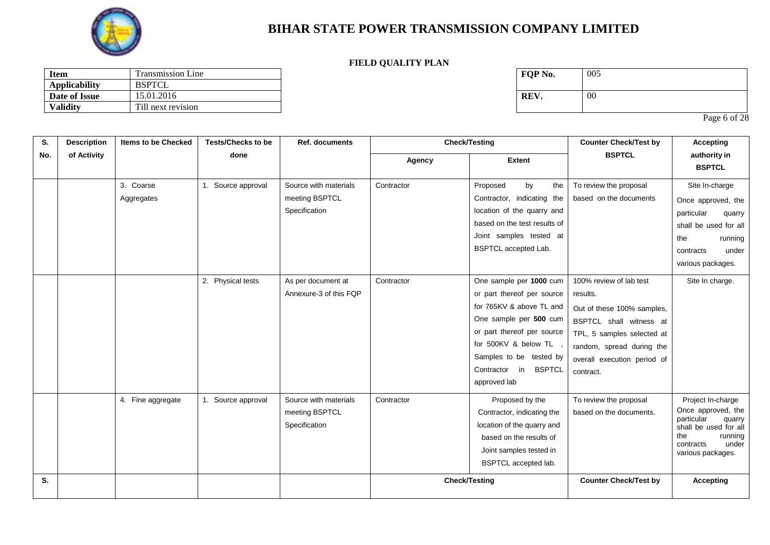# BIHAR STATE POWER TRANSMISSION COMPANY LIMITED

**FIELD QUALITY PLAN**

| | |
|---|---|
| **Item** | Transmission Line |
| **Applicability** | BSPTCL |
| **Date of Issue** | 15.01.2016 |
| **Validity** | Till next revision |

| | |
|---|---|
| **FQP No.** | 005 |
| **REV.** | 00 |

| S. No. | Description of Activity | Items to be Checked | Tests/Checks to be done | Ref. documents | Check/Testing | | Counter Check/Test by BSPTCL | Accepting authority in BSPTCL |
|---|---|---|---|---|---|---|---|---|
| | | | | | Agency | Extent | | |
| | | 3. Coarse Aggregates | 1. Source approval | Source with materials meeting BSPTCL Specification | Contractor | Proposed by the Contractor, indicating the location of the quarry and based on the test results of Joint samples tested at BSPTCL accepted Lab. | To review the proposal based on the documents | Site In-charge Once approved, the particular quarry shall be used for all the running contracts under various packages. |
| | | | 2. Physical tests | As per document at Annexure-3 of this FQP | Contractor | One sample per **1000** cum or part thereof per source for 765KV & above TL and One sample per **500** cum or part thereof per source for 500KV & below TL , Samples to be tested by Contractor in BSPTCL approved lab | 100% review of lab test results. Out of these 100% samples, BSPTCL shall witness at TPL, 5 samples selected at random, spread during the overall execution period of contract. | Site In charge. |
| | | 4. Fine aggregate | 1. Source approval | Source with materials meeting BSPTCL Specification | Contractor | Proposed by the Contractor, indicating the location of the quarry and based on the results of Joint samples tested in BSPTCL accepted lab. | To review the proposal based on the documents. | Project In-charge Once approved, the particular quarry shall be used for all the running contracts under various packages. |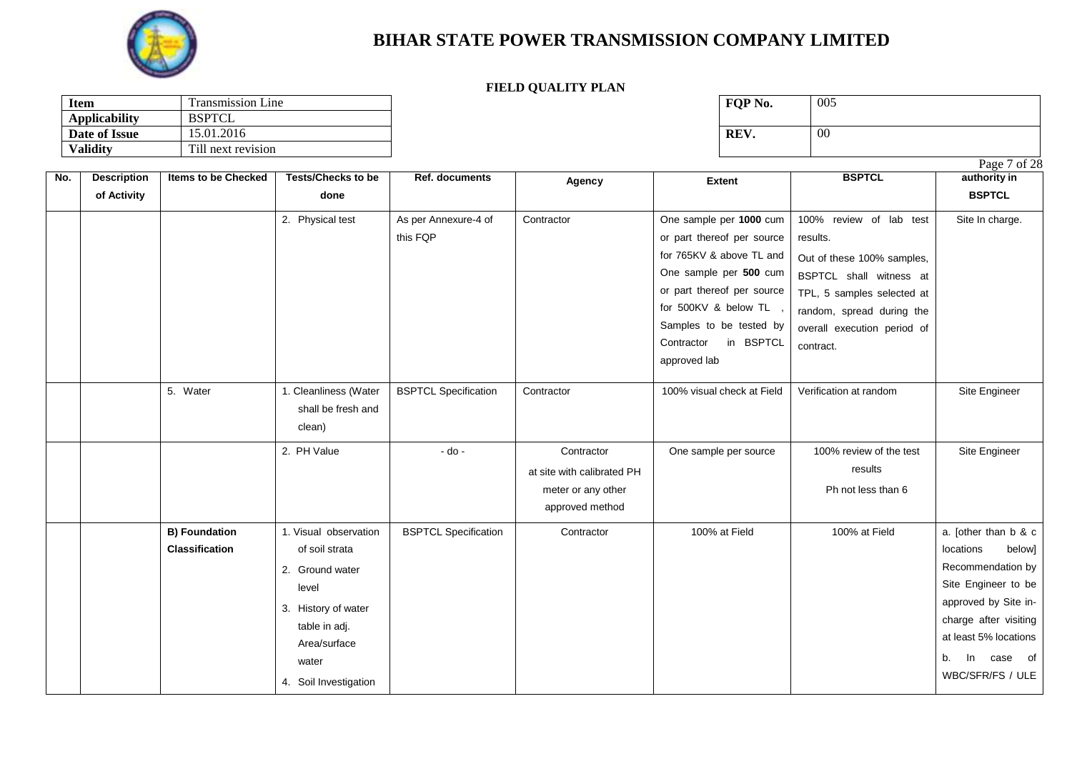# BIHAR STATE POWER TRANSMISSION COMPANY LIMITED

**FIELD QUALITY PLAN**

| | |
|---|---|
| **Item** | Transmission Line |
| **Applicability** | BSPTCL |
| **Date of Issue** | 15.01.2016 |
| **Validity** | Till next revision |

| | |
|---|---|
| **FQP No.** | 005 |
| **REV.** | 00 |

| No. | Description of Activity | Items to be Checked | Tests/Checks to be done | Ref. documents | Agency | Extent | BSPTCL | authority in BSPTCL |
|---|---|---|---|---|---|---|---|---|
| | | | 2. Physical test | As per Annexure-4 of this FQP | Contractor | One sample per **1000** cum or part thereof per source for 765KV & above TL and One sample per **500** cum or part thereof per source for 500KV & below TL , Samples to be tested by Contractor in BSPTCL approved lab | 100% review of lab test results. Out of these 100% samples, BSPTCL shall witness at TPL, 5 samples selected at random, spread during the overall execution period of contract. | Site In charge. |
| | | 5. Water | 1. Cleanliness (Water shall be fresh and clean) | BSPTCL Specification | Contractor | 100% visual check at Field | Verification at random | Site Engineer |
| | | | 2. PH Value | - do - | Contractor at site with calibrated PH meter or any other approved method | One sample per source | 100% review of the test results Ph not less than 6 | Site Engineer |
| | | **B) Foundation Classification** | 1. Visual observation of soil strata 2. Ground water level 3. History of water table in adj. Area/surface water 4. Soil Investigation | BSPTCL Specification | Contractor | 100% at Field | 100% at Field | a. [other than b & c locations below] Recommendation by Site Engineer to be approved by Site in-charge after visiting at least 5% locations b. In case of WBC/SFR/FS / ULE |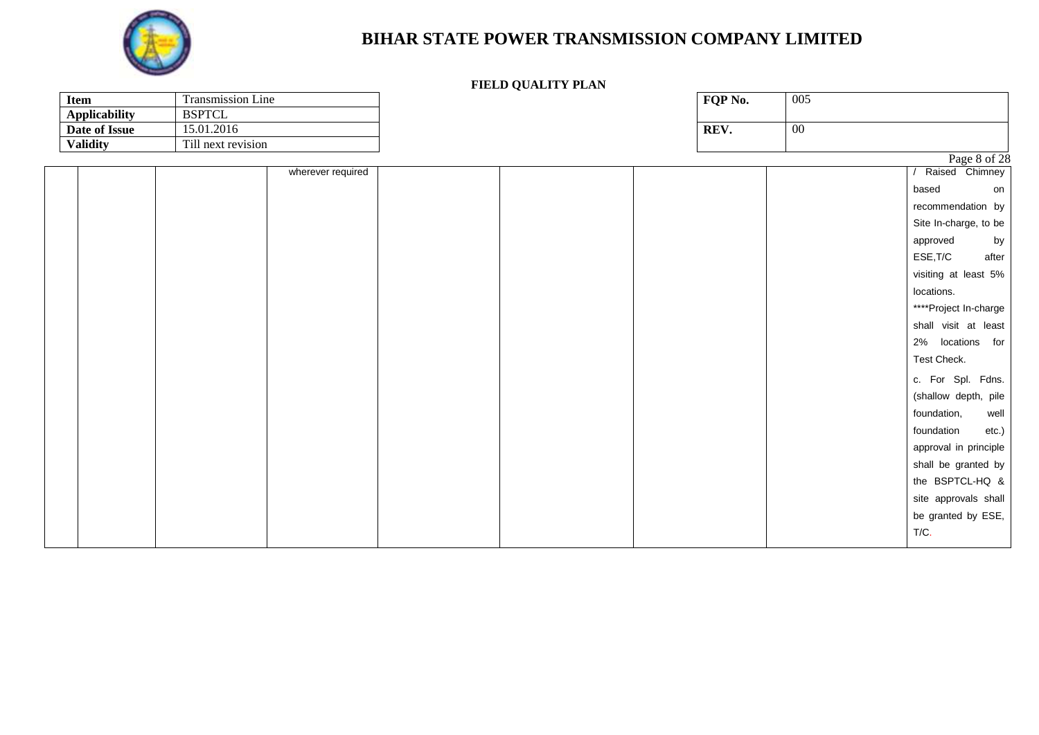# BIHAR STATE POWER TRANSMISSION COMPANY LIMITED

**FIELD QUALITY PLAN**

| | | | | |
|---|---|---|---|---|
| **Item** | Transmission Line | | **FQP No.** | 005 |
| **Applicability** | BSPTCL | | | |
| **Date of Issue** | 15.01.2016 | | **REV.** | 00 |
| **Validity** | Till next revision | | | |

| | | | | | | | | |
|---|---|---|---|---|---|---|---|---|
| | | | wherever required | | | | | / Raised Chimney based on recommendation by Site In-charge, to be approved by ESE,T/C after visiting at least 5% locations.<br>****Project In-charge shall visit at least 2% locations for Test Check.<br>c. For Spl. Fdns. (shallow depth, pile foundation, well foundation etc.) approval in principle shall be granted by the BSPTCL-HQ & site approvals shall be granted by ESE, T/C. |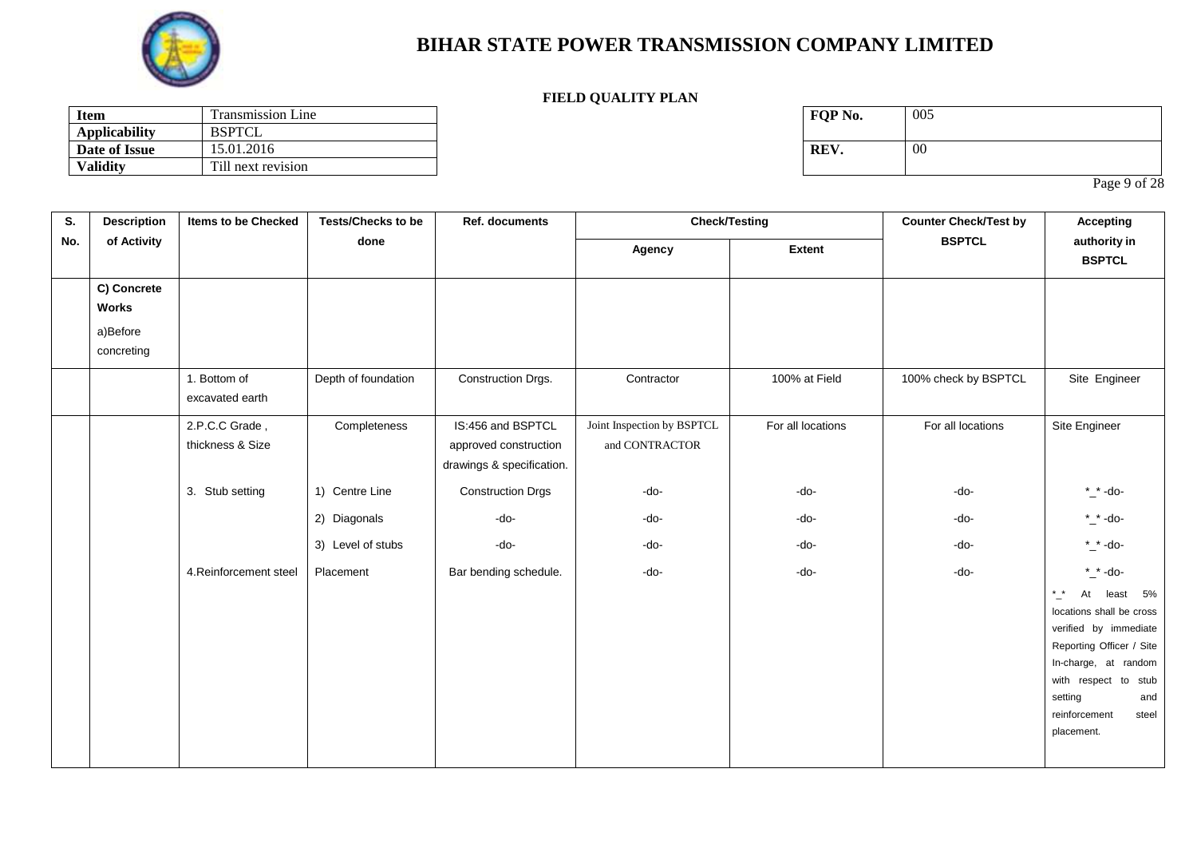# BIHAR STATE POWER TRANSMISSION COMPANY LIMITED

**FIELD QUALITY PLAN**

| | |
|---|---|
| **Item** | Transmission Line |
| **Applicability** | BSPTCL |
| **Date of Issue** | 15.01.2016 |
| **Validity** | Till next revision |

| | |
|---|---|
| **FQP No.** | 005 |
| **REV.** | 00 |

| S. No. | Description of Activity | Items to be Checked | Tests/Checks to be done | Ref. documents | Check/Testing | | Counter Check/Test by BSPTCL | Accepting authority in BSPTCL |
|---|---|---|---|---|---|---|---|---|
| | | | | | Agency | Extent | | |
| | C) Concrete Works<br>a)Before concreting | | | | | | | |
| | | 1. Bottom of excavated earth | Depth of foundation | Construction Drgs. | Contractor | 100% at Field | 100% check by BSPTCL | Site Engineer |
| | | 2.P.C.C Grade , thickness & Size | Completeness | IS:456 and BSPTCL approved construction drawings & specification. | Joint Inspection by BSPTCL and CONTRACTOR | For all locations | For all locations | Site Engineer |
| | | 3. Stub setting | 1) Centre Line | Construction Drgs | -do- | -do- | -do- | *_* -do- |
| | | | 2) Diagonals | -do- | -do- | -do- | -do- | *_* -do- |
| | | | 3) Level of stubs | -do- | -do- | -do- | -do- | *_* -do- |
| | | 4.Reinforcement steel | Placement | Bar bending schedule. | -do- | -do- | -do- | *_* -do- |
| | | | | | | | | *_* At least 5% locations shall be cross verified by immediate Reporting Officer / Site In-charge, at random with respect to stub setting and reinforcement steel placement. |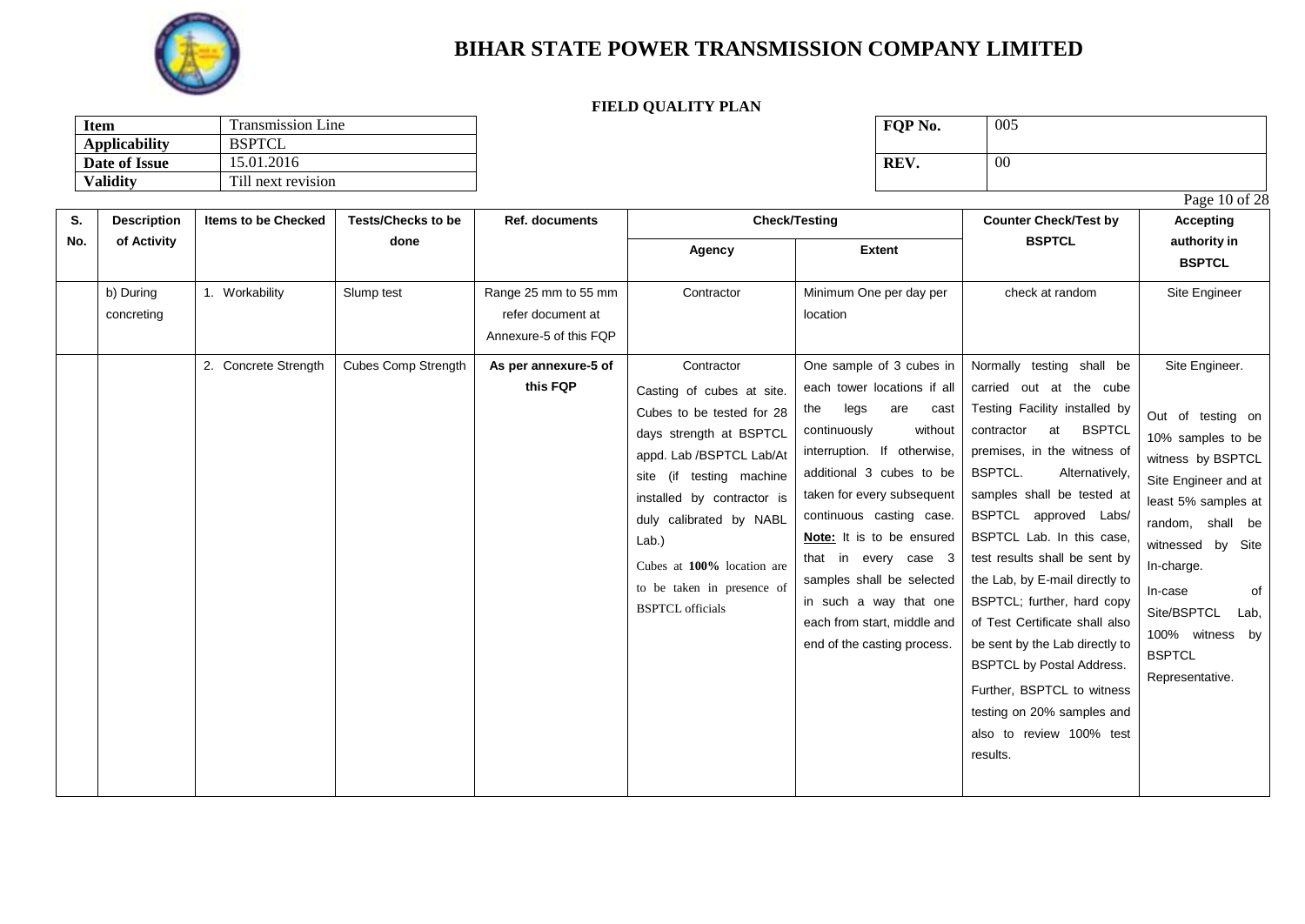# BIHAR STATE POWER TRANSMISSION COMPANY LIMITED

**FIELD QUALITY PLAN**

| Item | Transmission Line |
|---|---|
| Applicability | BSPTCL |
| Date of Issue | 15.01.2016 |
| Validity | Till next revision |

| FQP No. | 005 |
|---|---|
| REV. | 00 |

| S. No. | Description of Activity | Items to be Checked | Tests/Checks to be done | Ref. documents | Check/Testing | | Counter Check/Test by BSPTCL | Accepting authority in BSPTCL |
|---|---|---|---|---|---|---|---|---|
| | | | | | Agency | Extent | | |
| | b) During concreting | 1. Workability | Slump test | Range 25 mm to 55 mm refer document at Annexure-5 of this FQP | Contractor | Minimum One per day per location | check at random | Site Engineer |
| | | 2. Concrete Strength | Cubes Comp Strength | **As per annexure-5 of this FQP** | Contractor<br>Casting of cubes at site. Cubes to be tested for 28 days strength at BSPTCL appd. Lab /BSPTCL Lab/At site (if testing machine installed by contractor is duly calibrated by NABL Lab.)<br>Cubes at **100%** location are to be taken in presence of BSPTCL officials | One sample of 3 cubes in each tower locations if all the legs are cast continuously without interruption. If otherwise, additional 3 cubes to be taken for every subsequent continuous casting case. **Note:** It is to be ensured that in every case 3 samples shall be selected in such a way that one each from start, middle and end of the casting process. | Normally testing shall be carried out at the cube Testing Facility installed by contractor at BSPTCL premises, in the witness of BSPTCL. Alternatively, samples shall be tested at BSPTCL approved Labs/ BSPTCL Lab. In this case, test results shall be sent by the Lab, by E-mail directly to BSPTCL; further, hard copy of Test Certificate shall also be sent by the Lab directly to BSPTCL by Postal Address.<br>Further, BSPTCL to witness testing on 20% samples and also to review 100% test results. | Site Engineer.<br>Out of testing on 10% samples to be witness by BSPTCL Site Engineer and at least 5% samples at random, shall be witnessed by Site In-charge.<br>In-case of Site/BSPTCL Lab, 100% witness by BSPTCL Representative. |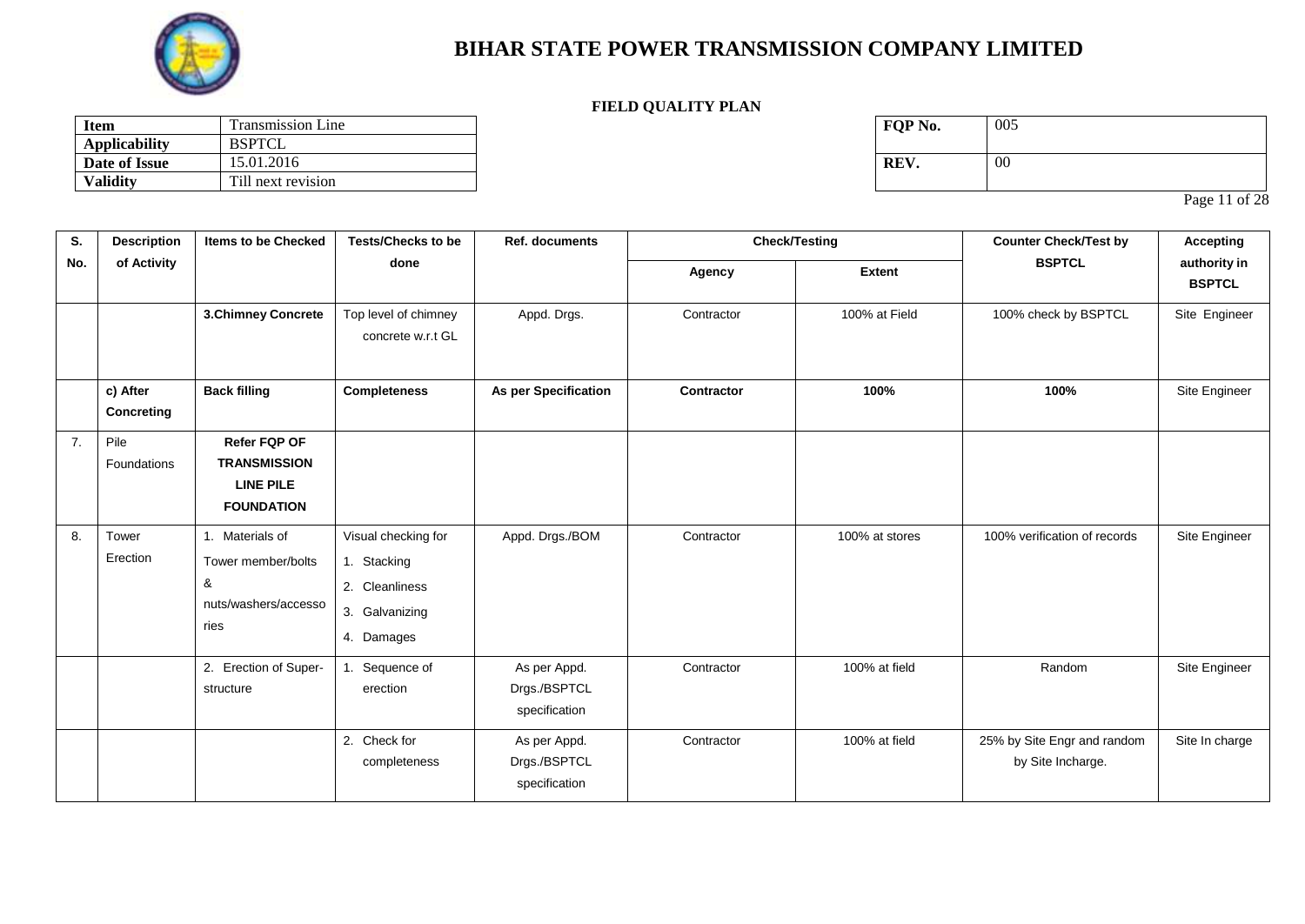# BIHAR STATE POWER TRANSMISSION COMPANY LIMITED

**FIELD QUALITY PLAN**

| | |
|---|---|
| **Item** | Transmission Line |
| **Applicability** | BSPTCL |
| **Date of Issue** | 15.01.2016 |
| **Validity** | Till next revision |

| | |
|---|---|
| **FQP No.** | 005 |
| **REV.** | 00 |

| S. No. | Description of Activity | Items to be Checked | Tests/Checks to be done | Ref. documents | Check/Testing | | Counter Check/Test by BSPTCL | Accepting authority in BSPTCL |
|---|---|---|---|---|---|---|---|---|
| | | | | | Agency | Extent | | |
| | | **3.Chimney Concrete** | Top level of chimney concrete w.r.t GL | Appd. Drgs. | Contractor | 100% at Field | 100% check by BSPTCL | Site Engineer |
| | **c) After Concreting** | **Back filling** | **Completeness** | **As per Specification** | **Contractor** | **100%** | **100%** | Site Engineer |
| 7. | Pile Foundations | **Refer FQP OF TRANSMISSION LINE PILE FOUNDATION** | | | | | | |
| 8. | Tower Erection | 1. Materials of Tower member/bolts & nuts/washers/accessories | Visual checking for 1. Stacking 2. Cleanliness 3. Galvanizing 4. Damages | Appd. Drgs./BOM | Contractor | 100% at stores | 100% verification of records | Site Engineer |
| | | 2. Erection of Super-structure | 1. Sequence of erection | As per Appd. Drgs./BSPTCL specification | Contractor | 100% at field | Random | Site Engineer |
| | | | 2. Check for completeness | As per Appd. Drgs./BSPTCL specification | Contractor | 100% at field | 25% by Site Engr and random by Site Incharge. | Site In charge |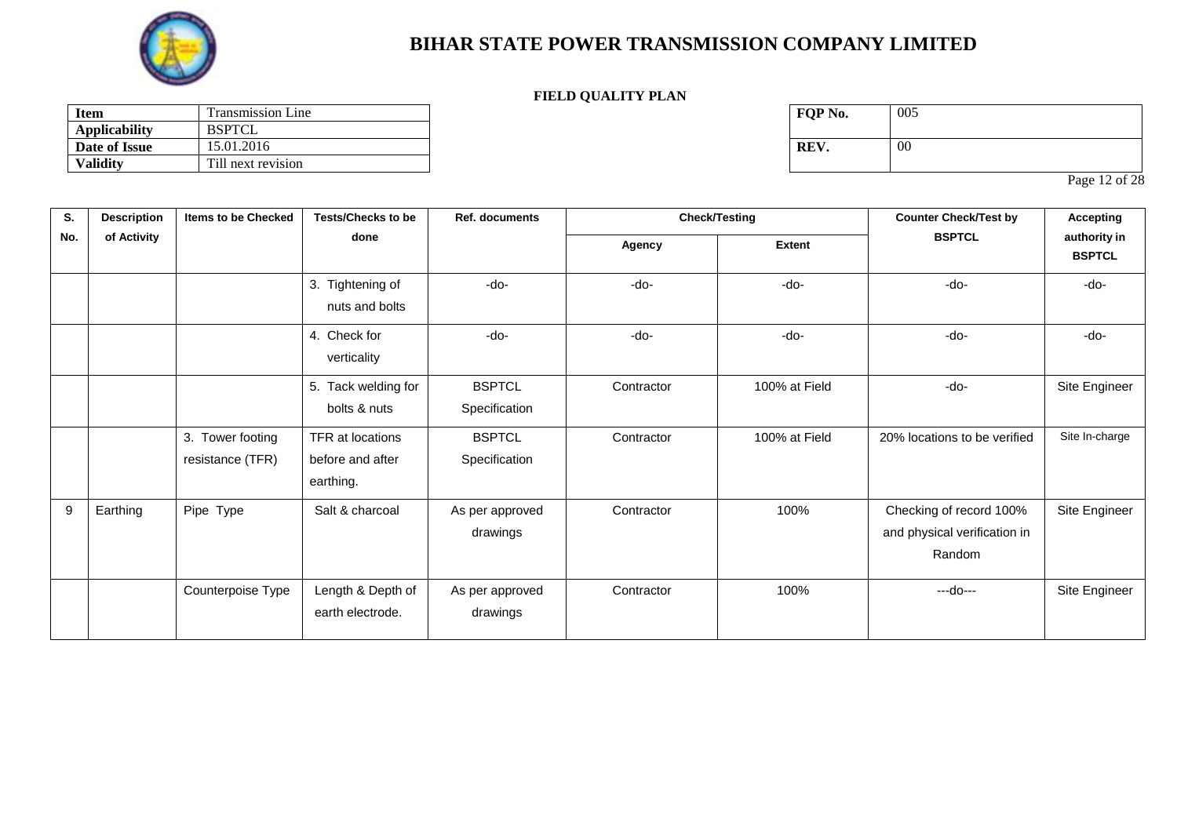# BIHAR STATE POWER TRANSMISSION COMPANY LIMITED

**FIELD QUALITY PLAN**

| Item | Transmission Line |
|---|---|
| **Applicability** | BSPTCL |
| **Date of Issue** | 15.01.2016 |
| **Validity** | Till next revision |

| FQP No. | 005 |
|---|---|
| **REV.** | 00 |

| S. No. | Description of Activity | Items to be Checked | Tests/Checks to be done | Ref. documents | Check/Testing | | Counter Check/Test by BSPTCL | Accepting authority in BSPTCL |
|---|---|---|---|---|---|---|---|---|
| | | | | | Agency | Extent | | |
| | | | 3. Tightening of nuts and bolts | -do- | -do- | -do- | -do- | -do- |
| | | | 4. Check for verticality | -do- | -do- | -do- | -do- | -do- |
| | | | 5. Tack welding for bolts & nuts | BSPTCL Specification | Contractor | 100% at Field | -do- | Site Engineer |
| | | 3. Tower footing resistance (TFR) | TFR at locations before and after earthing. | BSPTCL Specification | Contractor | 100% at Field | 20% locations to be verified | Site In-charge |
| 9 | Earthing | Pipe Type | Salt & charcoal | As per approved drawings | Contractor | 100% | Checking of record 100% and physical verification in Random | Site Engineer |
| | | Counterpoise Type | Length & Depth of earth electrode. | As per approved drawings | Contractor | 100% | ---do--- | Site Engineer |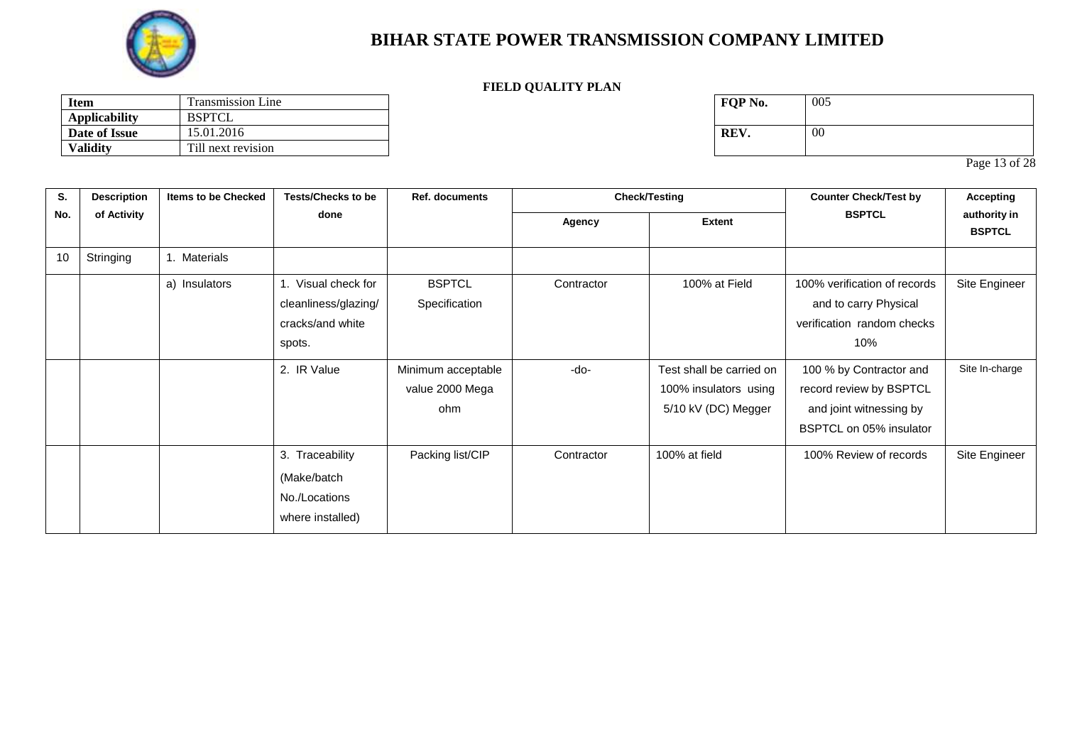# BIHAR STATE POWER TRANSMISSION COMPANY LIMITED

**FIELD QUALITY PLAN**

| | |
|---|---|
| **Item** | Transmission Line |
| **Applicability** | BSPTCL |
| **Date of Issue** | 15.01.2016 |
| **Validity** | Till next revision |

| | |
|---|---|
| **FQP No.** | 005 |
| **REV.** | 00 |

| S. No. | Description of Activity | Items to be Checked | Tests/Checks to be done | Ref. documents | Check/Testing | | Counter Check/Test by BSPTCL | Accepting authority in BSPTCL |
|---|---|---|---|---|---|---|---|---|
| | | | | | Agency | Extent | | |
| 10 | Stringing | 1. Materials | | | | | | |
| | | a) Insulators | 1. Visual check for cleanliness/glazing/ cracks/and white spots. | BSPTCL Specification | Contractor | 100% at Field | 100% verification of records and to carry Physical verification random checks 10% | Site Engineer |
| | | | 2. IR Value | Minimum acceptable value 2000 Mega ohm | -do- | Test shall be carried on 100% insulators using 5/10 kV (DC) Megger | 100 % by Contractor and record review by BSPTCL and joint witnessing by BSPTCL on 05% insulator | Site In-charge |
| | | | 3. Traceability (Make/batch No./Locations where installed) | Packing list/CIP | Contractor | 100% at field | 100% Review of records | Site Engineer |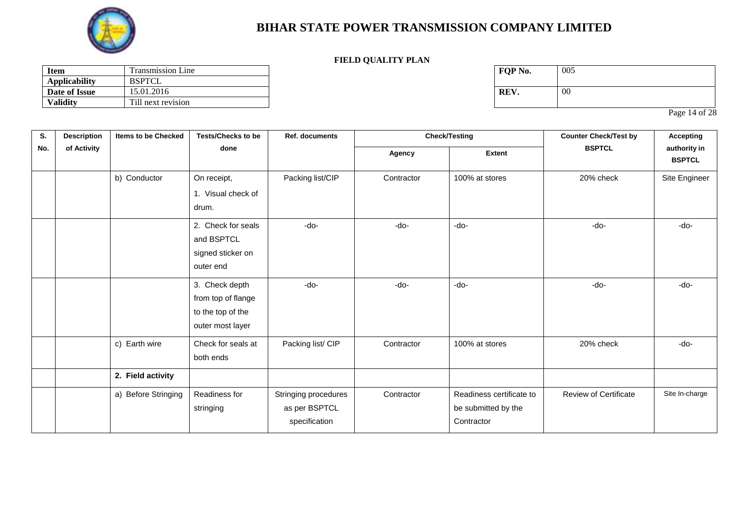# BIHAR STATE POWER TRANSMISSION COMPANY LIMITED

**FIELD QUALITY PLAN**

| | |
|---|---|
| **Item** | Transmission Line |
| **Applicability** | BSPTCL |
| **Date of Issue** | 15.01.2016 |
| **Validity** | Till next revision |

| | |
|---|---|
| **FQP No.** | 005 |
| **REV.** | 00 |

| S. No. | Description of Activity | Items to be Checked | Tests/Checks to be done | Ref. documents | Check/Testing | | Counter Check/Test by BSPTCL | Accepting authority in BSPTCL |
|---|---|---|---|---|---|---|---|---|
| | | | | | Agency | Extent | | |
| | | b) Conductor | On receipt, 1. Visual check of drum. | Packing list/CIP | Contractor | 100% at stores | 20% check | Site Engineer |
| | | | 2. Check for seals and BSPTCL signed sticker on outer end | -do- | -do- | -do- | -do- | -do- |
| | | | 3. Check depth from top of flange to the top of the outer most layer | -do- | -do- | -do- | -do- | -do- |
| | | c) Earth wire | Check for seals at both ends | Packing list/ CIP | Contractor | 100% at stores | 20% check | -do- |
| | | **2. Field activity** | | | | | | |
| | | a) Before Stringing | Readiness for stringing | Stringing procedures as per BSPTCL specification | Contractor | Readiness certificate to be submitted by the Contractor | Review of Certificate | Site In-charge |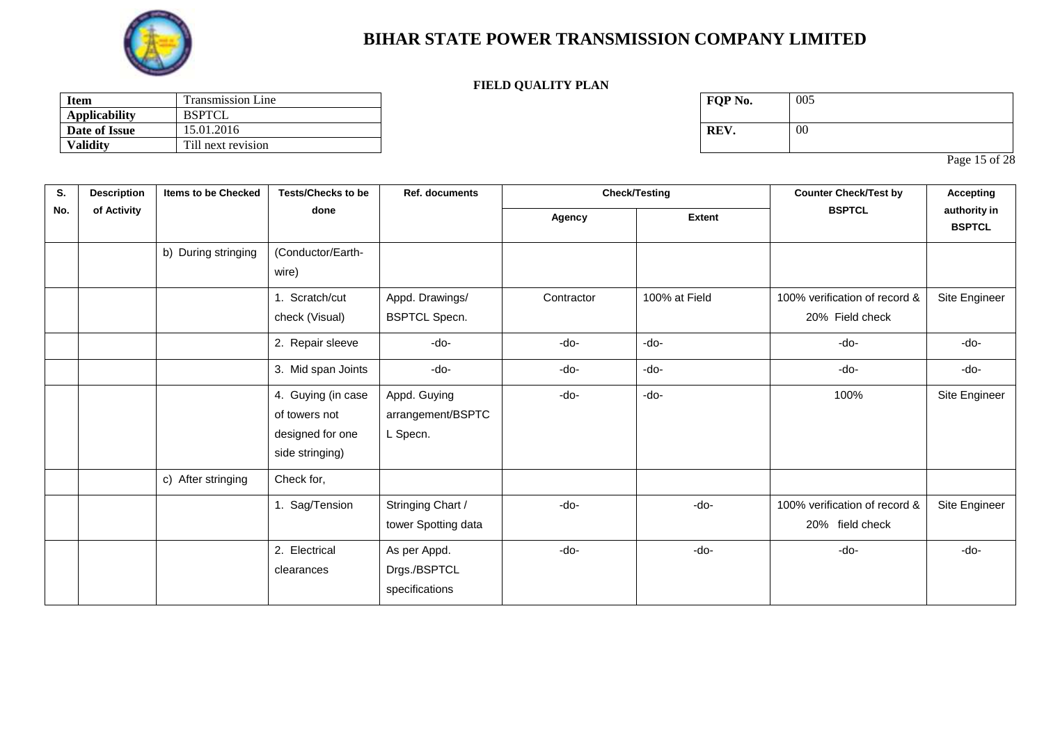# BIHAR STATE POWER TRANSMISSION COMPANY LIMITED

**FIELD QUALITY PLAN**

| Item | Transmission Line |
|---|---|
| Applicability | BSPTCL |
| Date of Issue | 15.01.2016 |
| Validity | Till next revision |

| FQP No. | 005 |
|---|---|
| REV. | 00 |

| S. No. | Description of Activity | Items to be Checked | Tests/Checks to be done | Ref. documents | Check/Testing | | Counter Check/Test by BSPTCL | Accepting authority in BSPTCL |
|---|---|---|---|---|---|---|---|---|
| | | | | | Agency | Extent | | |
| | | b) During stringing | (Conductor/Earth-wire) | | | | | |
| | | | 1. Scratch/cut check (Visual) | Appd. Drawings/ BSPTCL Specn. | Contractor | 100% at Field | 100% verification of record & 20% Field check | Site Engineer |
| | | | 2. Repair sleeve | -do- | -do- | -do- | -do- | -do- |
| | | | 3. Mid span Joints | -do- | -do- | -do- | -do- | -do- |
| | | | 4. Guying (in case of towers not designed for one side stringing) | Appd. Guying arrangement/BSPTCL Specn. | -do- | -do- | 100% | Site Engineer |
| | | c) After stringing | Check for, | | | | | |
| | | | 1. Sag/Tension | Stringing Chart / tower Spotting data | -do- | -do- | 100% verification of record & 20% field check | Site Engineer |
| | | | 2. Electrical clearances | As per Appd. Drgs./BSPTCL specifications | -do- | -do- | -do- | -do- |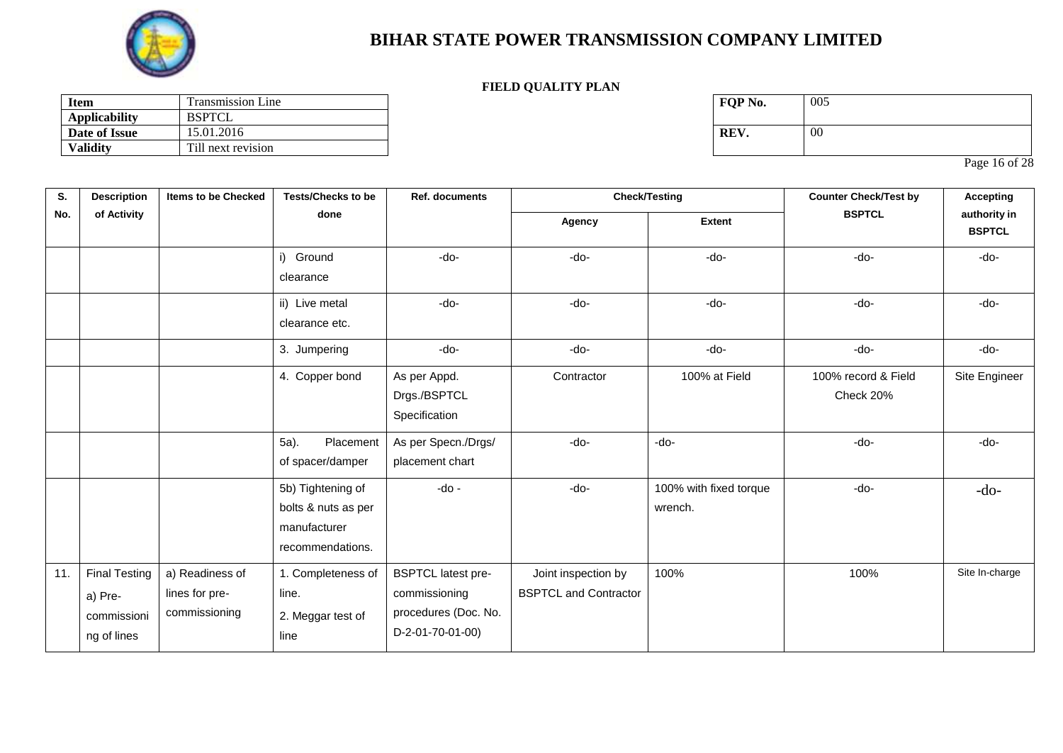# BIHAR STATE POWER TRANSMISSION COMPANY LIMITED

**FIELD QUALITY PLAN**

| | |
|---|---|
| **Item** | Transmission Line |
| **Applicability** | BSPTCL |
| **Date of Issue** | 15.01.2016 |
| **Validity** | Till next revision |

| | |
|---|---|
| **FQP No.** | 005 |
| **REV.** | 00 |

| S. No. | Description of Activity | Items to be Checked | Tests/Checks to be done | Ref. documents | Check/Testing | | Counter Check/Test by BSPTCL | Accepting authority in BSPTCL |
|---|---|---|---|---|---|---|---|---|
| | | | | | Agency | Extent | | |
| | | | i) Ground clearance | -do- | -do- | -do- | -do- | -do- |
| | | | ii) Live metal clearance etc. | -do- | -do- | -do- | -do- | -do- |
| | | | 3. Jumpering | -do- | -do- | -do- | -do- | -do- |
| | | | 4. Copper bond | As per Appd. Drgs./BSPTCL Specification | Contractor | 100% at Field | 100% record & Field Check 20% | Site Engineer |
| | | | 5a). Placement of spacer/damper | As per Specn./Drgs/ placement chart | -do- | -do- | -do- | -do- |
| | | | 5b) Tightening of bolts & nuts as per manufacturer recommendations. | -do - | -do- | 100% with fixed torque wrench. | -do- | -do- |
| 11. | Final Testing a) Pre-commissioning of lines | a) Readiness of lines for pre-commissioning | 1. Completeness of line. 2. Meggar test of line | BSPTCL latest pre-commissioning procedures (Doc. No. D-2-01-70-01-00) | Joint inspection by BSPTCL and Contractor | 100% | 100% | Site In-charge |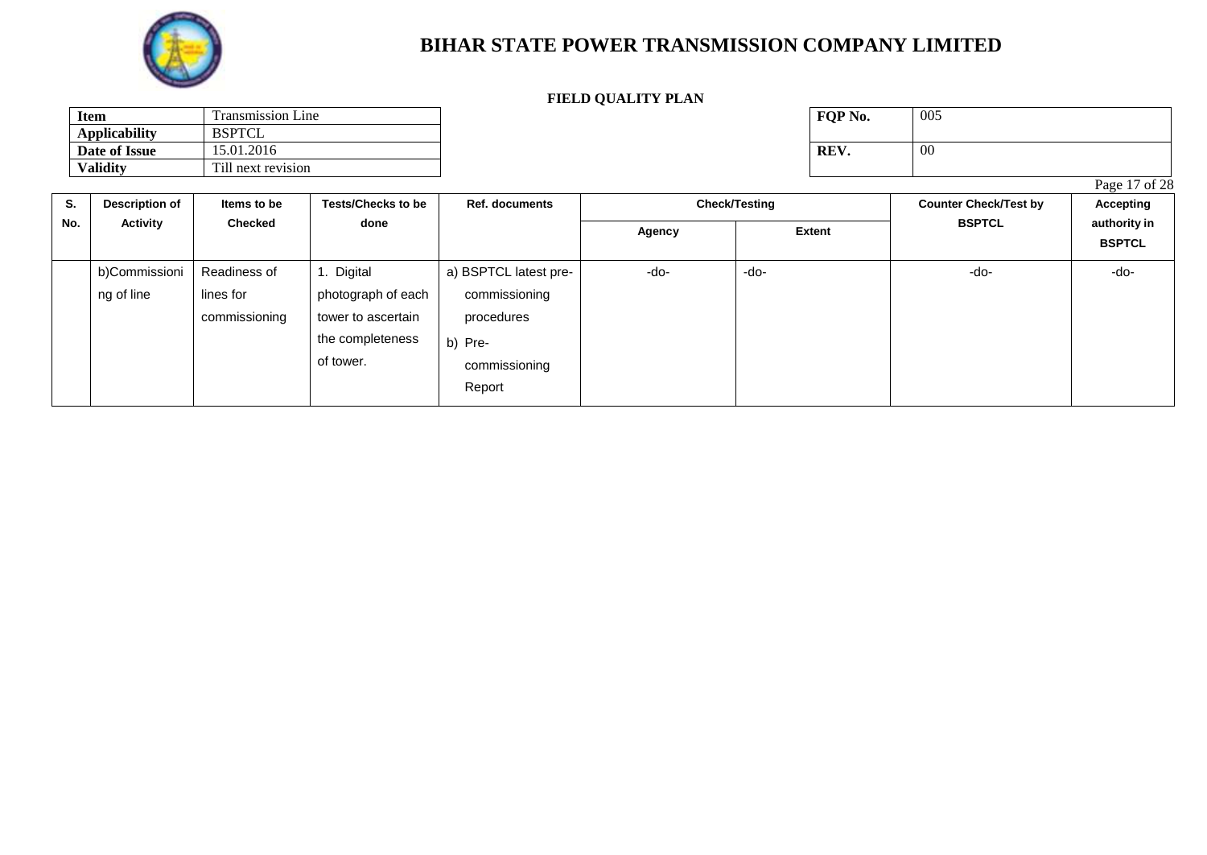# BIHAR STATE POWER TRANSMISSION COMPANY LIMITED

**FIELD QUALITY PLAN**

| | |
|---|---|
| **Item** | Transmission Line |
| **Applicability** | BSPTCL |
| **Date of Issue** | 15.01.2016 |
| **Validity** | Till next revision |

| | |
|---|---|
| **FQP No.** | 005 |
| **REV.** | 00 |

| S. No. | Description of Activity | Items to be Checked | Tests/Checks to be done | Ref. documents | Check/Testing | | Counter Check/Test by BSPTCL | Accepting authority in BSPTCL |
|---|---|---|---|---|---|---|---|---|
| | | | | | Agency | Extent | | |
| | b)Commissioning of line | Readiness of lines for commissioning | 1. Digital photograph of each tower to ascertain the completeness of tower. | a) BSPTCL latest pre-commissioning procedures<br>b) Pre-commissioning Report | -do- | -do- | -do- | -do- |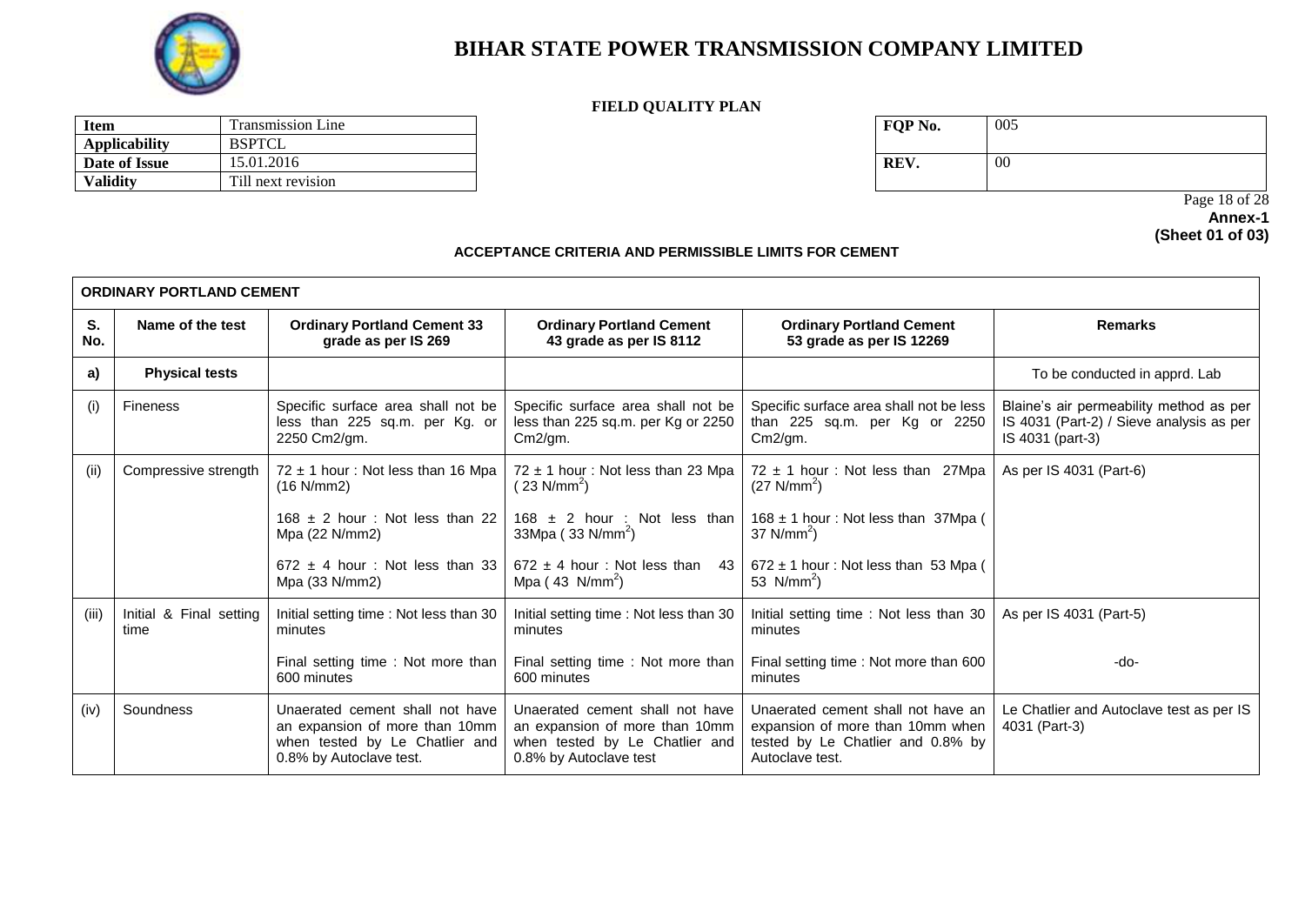# BIHAR STATE POWER TRANSMISSION COMPANY LIMITED

**FIELD QUALITY PLAN**

| | |
|---|---|
| **Item** | Transmission Line |
| **Applicability** | BSPTCL |
| **Date of Issue** | 15.01.2016 |
| **Validity** | Till next revision |

| | |
|---|---|
| **FQP No.** | 005 |
| **REV.** | 00 |

**Annex-1**
**(Sheet 01 of 03)**

**ACCEPTANCE CRITERIA AND PERMISSIBLE LIMITS FOR CEMENT**

| **ORDINARY PORTLAND CEMENT** | | | | | |
|---|---|---|---|---|---|
| **S. No.** | **Name of the test** | **Ordinary Portland Cement 33 grade as per IS 269** | **Ordinary Portland Cement 43 grade as per IS 8112** | **Ordinary Portland Cement 53 grade as per IS 12269** | **Remarks** |
| **a)** | **Physical tests** | | | | To be conducted in apprd. Lab |
| (i) | Fineness | Specific surface area shall not be less than 225 sq.m. per Kg. or 2250 Cm2/gm. | Specific surface area shall not be less than 225 sq.m. per Kg or 2250 Cm2/gm. | Specific surface area shall not be less than 225 sq.m. per Kg or 2250 Cm2/gm. | Blaine's air permeability method as per IS 4031 (Part-2) / Sieve analysis as per IS 4031 (part-3) |
| (ii) | Compressive strength | 72 ± 1 hour : Not less than 16 Mpa (16 N/mm2)<br><br>168 ± 2 hour : Not less than 22 Mpa (22 N/mm2)<br><br>672 ± 4 hour : Not less than 33 Mpa (33 N/mm2) | 72 ± 1 hour : Not less than 23 Mpa ( 23 $N/mm^2$)<br><br>168 ± 2 hour : Not less than 33Mpa ( 33 $N/mm^2$)<br><br>672 ± 4 hour : Not less than 43 Mpa ( 43 $N/mm^2$) | 72 ± 1 hour : Not less than 27Mpa (27 $N/mm^2$)<br><br>168 ± 1 hour : Not less than 37Mpa ( 37 $N/mm^2$)<br><br>672 ± 1 hour : Not less than 53 Mpa ( 53 $N/mm^2$) | As per IS 4031 (Part-6) |
| (iii) | Initial & Final setting time | Initial setting time : Not less than 30 minutes<br><br>Final setting time : Not more than 600 minutes | Initial setting time : Not less than 30 minutes<br><br>Final setting time : Not more than 600 minutes | Initial setting time : Not less than 30 minutes<br><br>Final setting time : Not more than 600 minutes | As per IS 4031 (Part-5)<br><br>-do- |
| (iv) | Soundness | Unaerated cement shall not have an expansion of more than 10mm when tested by Le Chatlier and 0.8% by Autoclave test. | Unaerated cement shall not have an expansion of more than 10mm when tested by Le Chatlier and 0.8% by Autoclave test | Unaerated cement shall not have an expansion of more than 10mm when tested by Le Chatlier and 0.8% by Autoclave test. | Le Chatlier and Autoclave test as per IS 4031 (Part-3) |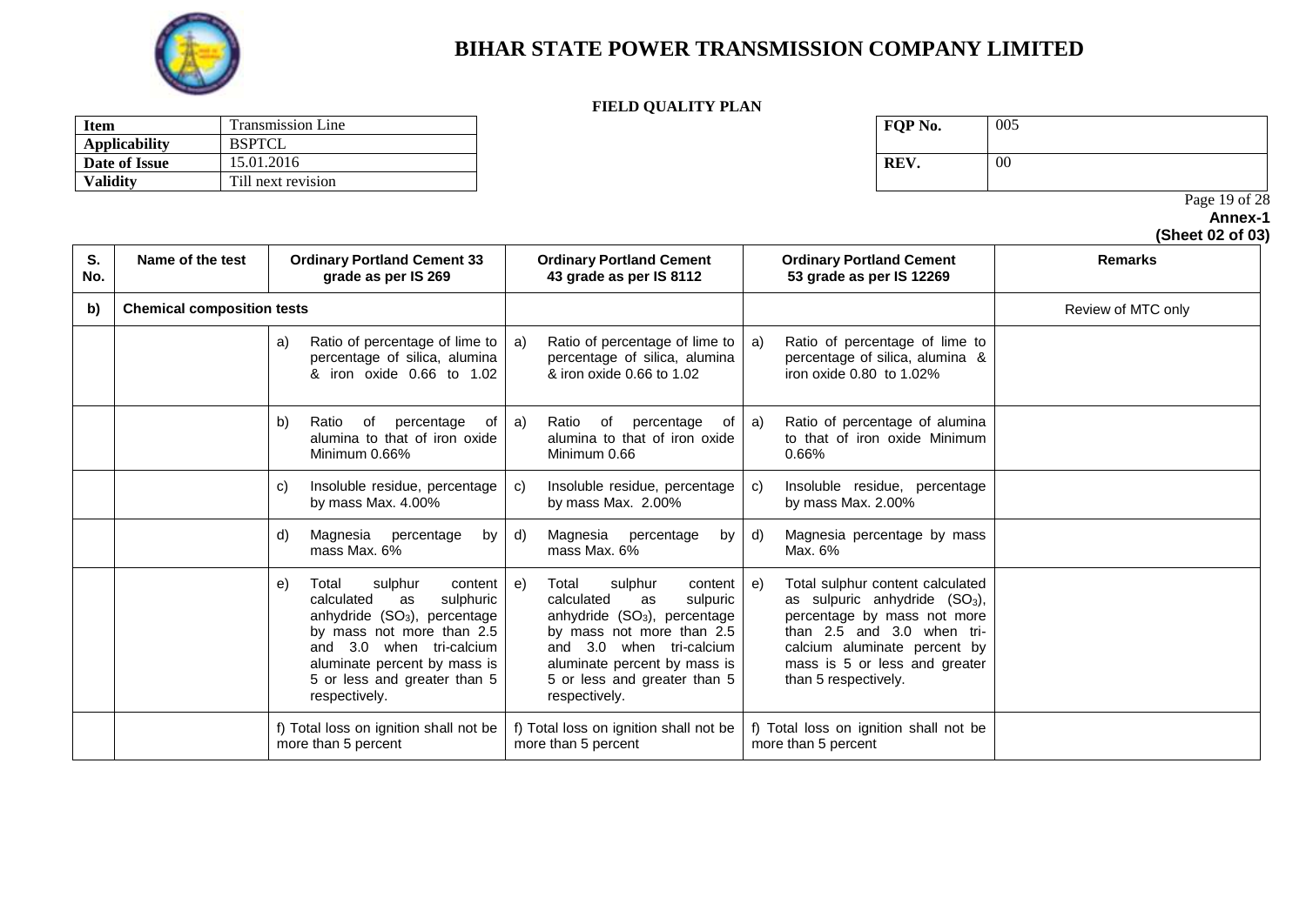# BIHAR STATE POWER TRANSMISSION COMPANY LIMITED

**FIELD QUALITY PLAN**

| **Item** | Transmission Line |
|---|---|
| **Applicability** | BSPTCL |
| **Date of Issue** | 15.01.2016 |
| **Validity** | Till next revision |

| **FQP No.** | 005 |
|---|---|
| **REV.** | 00 |

**Annex-1**
**(Sheet 02 of 03)**

| S. No. | Name of the test | Ordinary Portland Cement 33 grade as per IS 269 | Ordinary Portland Cement 43 grade as per IS 8112 | Ordinary Portland Cement 53 grade as per IS 12269 | Remarks |
|---|---|---|---|---|---|
| **b)** | **Chemical composition tests** | | | | Review of MTC only |
| | | a) Ratio of percentage of lime to percentage of silica, alumina & iron oxide 0.66 to 1.02 | a) Ratio of percentage of lime to percentage of silica, alumina & iron oxide 0.66 to 1.02 | a) Ratio of percentage of lime to percentage of silica, alumina & iron oxide 0.80 to 1.02% | |
| | | b) Ratio of percentage of alumina to that of iron oxide Minimum 0.66% | a) Ratio of percentage of alumina to that of iron oxide Minimum 0.66 | a) Ratio of percentage of alumina to that of iron oxide Minimum 0.66% | |
| | | c) Insoluble residue, percentage by mass Max. 4.00% | c) Insoluble residue, percentage by mass Max. 2.00% | c) Insoluble residue, percentage by mass Max. 2.00% | |
| | | d) Magnesia percentage by mass Max. 6% | d) Magnesia percentage by mass Max. 6% | d) Magnesia percentage by mass Max. 6% | |
| | | e) Total sulphur content calculated as sulphuric anhydride ($SO_3$), percentage by mass not more than 2.5 and 3.0 when tri-calcium aluminate percent by mass is 5 or less and greater than 5 respectively. | e) Total sulphur content calculated as sulpuric anhydride ($SO_3$), percentage by mass not more than 2.5 and 3.0 when tri-calcium aluminate percent by mass is 5 or less and greater than 5 respectively. | e) Total sulphur content calculated as sulpuric anhydride ($SO_3$), percentage by mass not more than 2.5 and 3.0 when tri-calcium aluminate percent by mass is 5 or less and greater than 5 respectively. | |
| | | f) Total loss on ignition shall not be more than 5 percent | f) Total loss on ignition shall not be more than 5 percent | f) Total loss on ignition shall not be more than 5 percent | |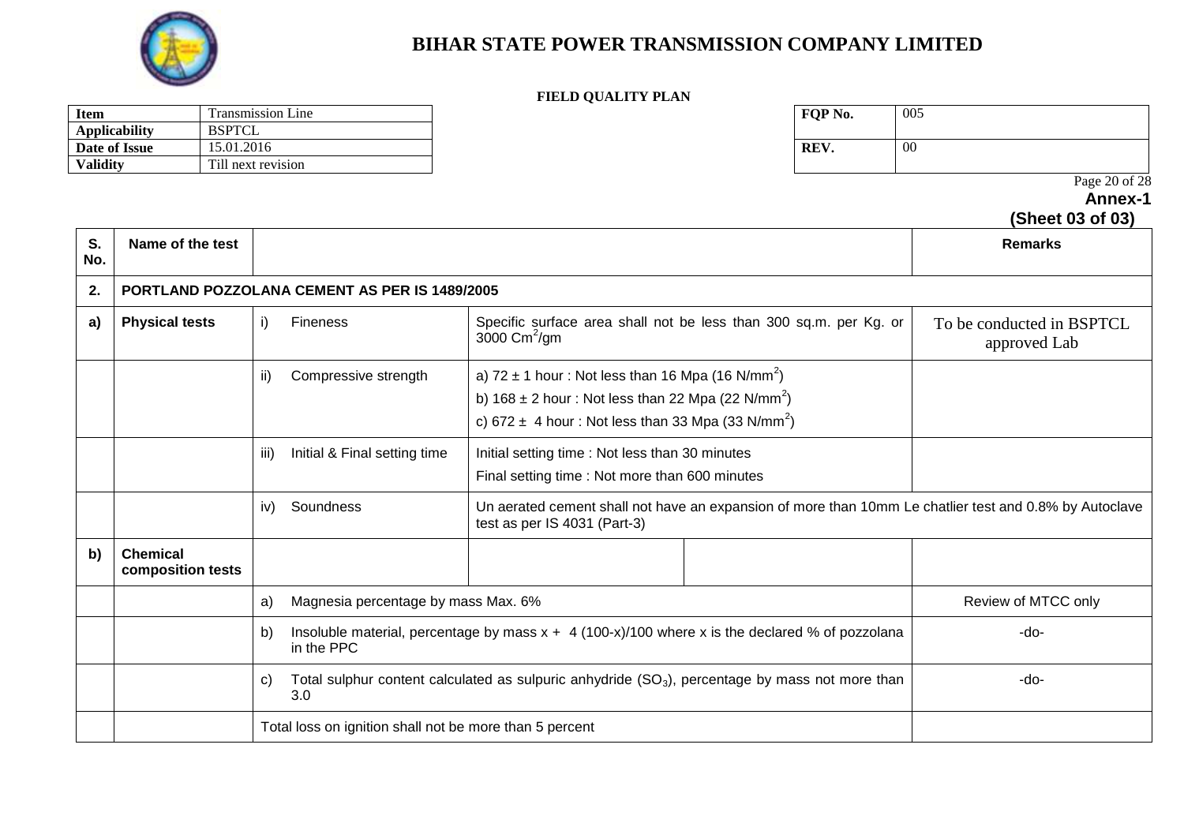# BIHAR STATE POWER TRANSMISSION COMPANY LIMITED

**FIELD QUALITY PLAN**

| | |
|---|---|
| **Item** | Transmission Line |
| **Applicability** | BSPTCL |
| **Date of Issue** | 15.01.2016 |
| **Validity** | Till next revision |

| | |
|---|---|
| **FQP No.** | 005 |
| **REV.** | 00 |

**Annex-1**
**(Sheet 03 of 03)**

| S. No. | Name of the test | | | | Remarks |
|---|---|---|---|---|---|
| **2.** | **PORTLAND POZZOLANA CEMENT AS PER IS 1489/2005** | | | | |
| **a)** | **Physical tests** | i) Fineness | Specific surface area shall not be less than 300 sq.m. per Kg. or 3000 $Cm^2$/gm | | To be conducted in BSPTCL approved Lab |
| | | ii) Compressive strength | a) 72 ± 1 hour : Not less than 16 Mpa (16 $N/mm^2$)<br>b) 168 ± 2 hour : Not less than 22 Mpa (22 $N/mm^2$)<br>c) 672 ± 4 hour : Not less than 33 Mpa (33 $N/mm^2$) | | |
| | | iii) Initial & Final setting time | Initial setting time : Not less than 30 minutes<br>Final setting time : Not more than 600 minutes | | |
| | | iv) Soundness | Un aerated cement shall not have an expansion of more than 10mm Le chatlier test and 0.8% by Autoclave test as per IS 4031 (Part-3) | | |
| **b)** | **Chemical composition tests** | | | | |
| | | a) Magnesia percentage by mass Max. 6% | | | Review of MTCC only |
| | | b) Insoluble material, percentage by mass x + 4 (100-x)/100 where x is the declared % of pozzolana in the PPC | | | -do- |
| | | c) Total sulphur content calculated as sulpuric anhydride ($SO_3$), percentage by mass not more than 3.0 | | | -do- |
| | | Total loss on ignition shall not be more than 5 percent | | | |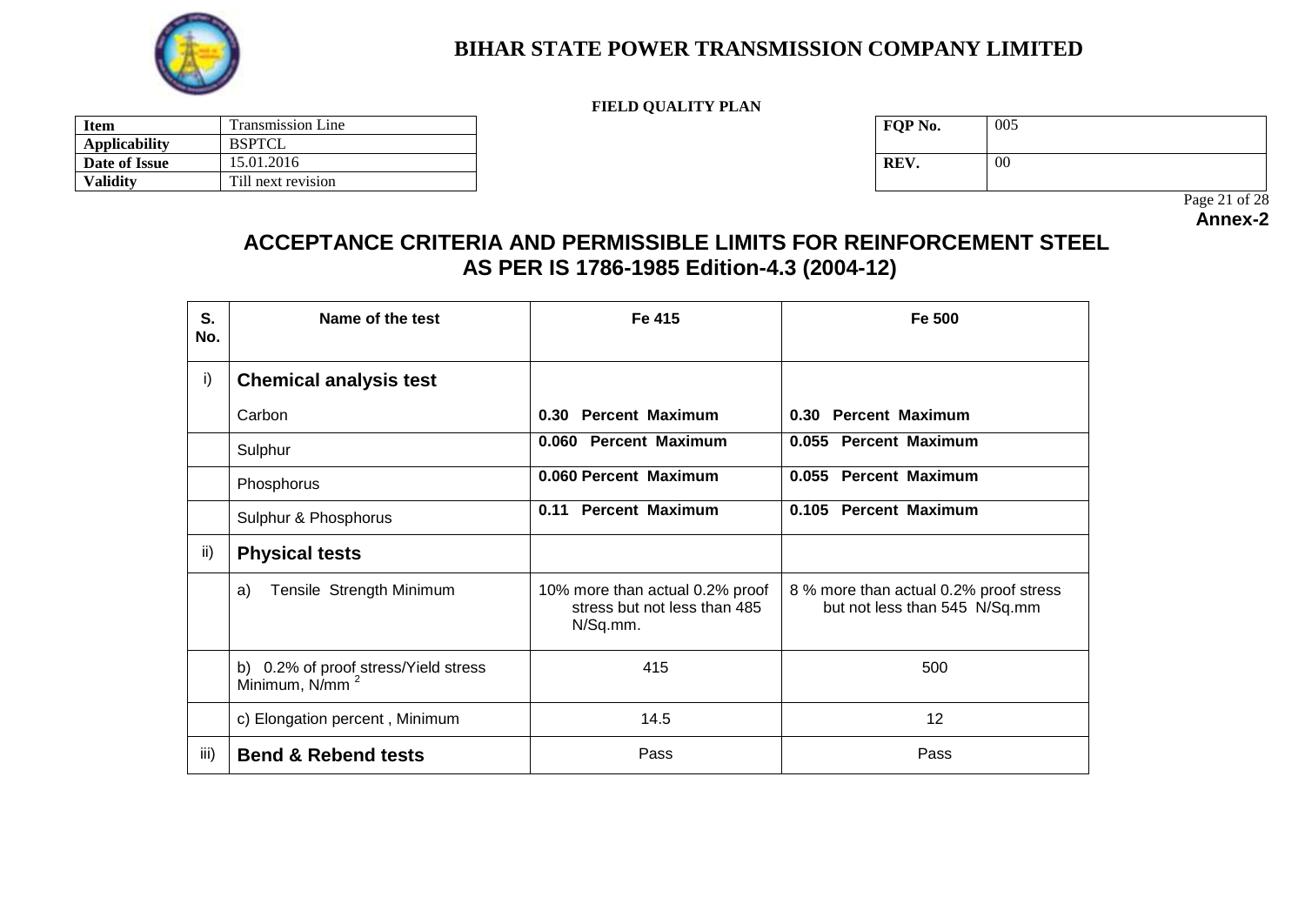# BIHAR STATE POWER TRANSMISSION COMPANY LIMITED

**FIELD QUALITY PLAN**

| | |
|---|---|
| **Item** | Transmission Line |
| **Applicability** | BSPTCL |
| **Date of Issue** | 15.01.2016 |
| **Validity** | Till next revision |

| | |
|---|---|
| **FQP No.** | 005 |
| **REV.** | 00 |

**Annex-2**

## ACCEPTANCE CRITERIA AND PERMISSIBLE LIMITS FOR REINFORCEMENT STEEL AS PER IS 1786-1985 Edition-4.3 (2004-12)

| S. No. | Name of the test | Fe 415 | Fe 500 |
|---|---|---|---|
| i) | **Chemical analysis test** | | |
| | Carbon | **0.30 Percent Maximum** | **0.30 Percent Maximum** |
| | Sulphur | **0.060 Percent Maximum** | **0.055 Percent Maximum** |
| | Phosphorus | **0.060 Percent Maximum** | **0.055 Percent Maximum** |
| | Sulphur & Phosphorus | **0.11 Percent Maximum** | **0.105 Percent Maximum** |
| ii) | **Physical tests** | | |
| | a) Tensile Strength Minimum | 10% more than actual 0.2% proof stress but not less than 485 N/Sq.mm. | 8 % more than actual 0.2% proof stress but not less than 545 N/Sq.mm |
| | b) 0.2% of proof stress/Yield stress Minimum, $N/mm^2$ | 415 | 500 |
| | c) Elongation percent , Minimum | 14.5 | 12 |
| iii) | **Bend & Rebend tests** | Pass | Pass |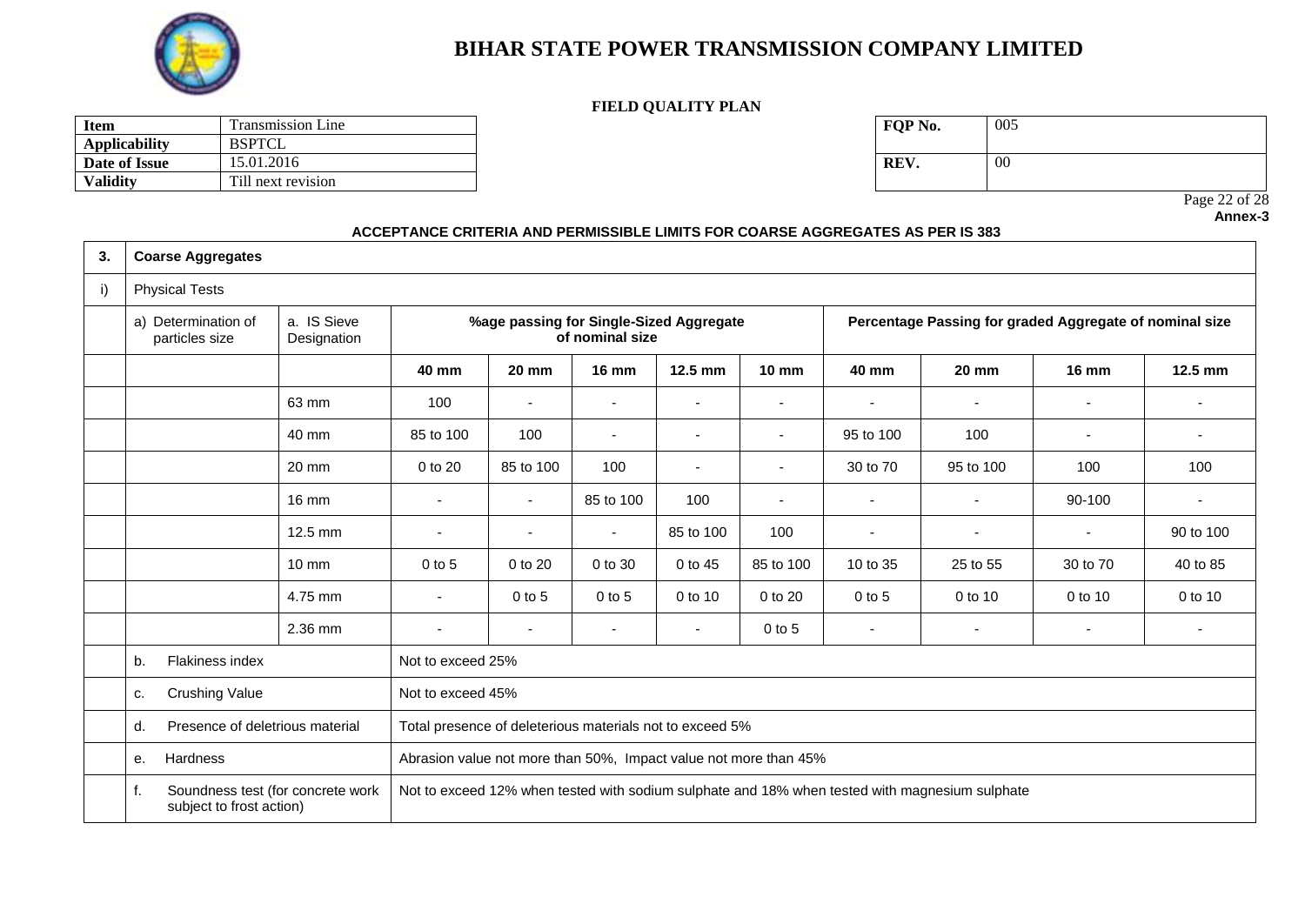# BIHAR STATE POWER TRANSMISSION COMPANY LIMITED

**FIELD QUALITY PLAN**

| | |
|---|---|
| **Item** | Transmission Line |
| **Applicability** | BSPTCL |
| **Date of Issue** | 15.01.2016 |
| **Validity** | Till next revision |

| | |
|---|---|
| **FQP No.** | 005 |
| **REV.** | 00 |

**Annex-3**

**ACCEPTANCE CRITERIA AND PERMISSIBLE LIMITS FOR COARSE AGGREGATES AS PER IS 383**

| | | | | | | | | | | | |
|---|---|---|---|---|---|---|---|---|---|---|---|
| **3.** | **Coarse Aggregates** | | | | | | | | | | |
| i) | Physical Tests | | | | | | | | | | |
| | a) Determination of particles size | a. IS Sieve Designation | **%age passing for Single-Sized Aggregate of nominal size** | | | | | **Percentage Passing for graded Aggregate of nominal size** | | | |
| | | | **40 mm** | **20 mm** | **16 mm** | **12.5 mm** | **10 mm** | **40 mm** | **20 mm** | **16 mm** | **12.5 mm** |
| | | 63 mm | 100 | - | - | - | - | - | - | - | - |
| | | 40 mm | 85 to 100 | 100 | - | - | - | 95 to 100 | 100 | - | - |
| | | 20 mm | 0 to 20 | 85 to 100 | 100 | - | - | 30 to 70 | 95 to 100 | 100 | 100 |
| | | 16 mm | - | - | 85 to 100 | 100 | - | - | - | 90-100 | - |
| | | 12.5 mm | - | - | - | 85 to 100 | 100 | - | - | - | 90 to 100 |
| | | 10 mm | 0 to 5 | 0 to 20 | 0 to 30 | 0 to 45 | 85 to 100 | 10 to 35 | 25 to 55 | 30 to 70 | 40 to 85 |
| | | 4.75 mm | - | 0 to 5 | 0 to 5 | 0 to 10 | 0 to 20 | 0 to 5 | 0 to 10 | 0 to 10 | 0 to 10 |
| | | 2.36 mm | - | - | - | - | 0 to 5 | - | - | - | - |
| | b. Flakiness index | | Not to exceed 25% | | | | | | | | |
| | c. Crushing Value | | Not to exceed 45% | | | | | | | | |
| | d. Presence of deletrious material | | Total presence of deleterious materials not to exceed 5% | | | | | | | | |
| | e. Hardness | | Abrasion value not more than 50%, Impact value not more than 45% | | | | | | | | |
| | f. Soundness test (for concrete work subject to frost action) | | Not to exceed 12% when tested with sodium sulphate and 18% when tested with magnesium sulphate | | | | | | | | |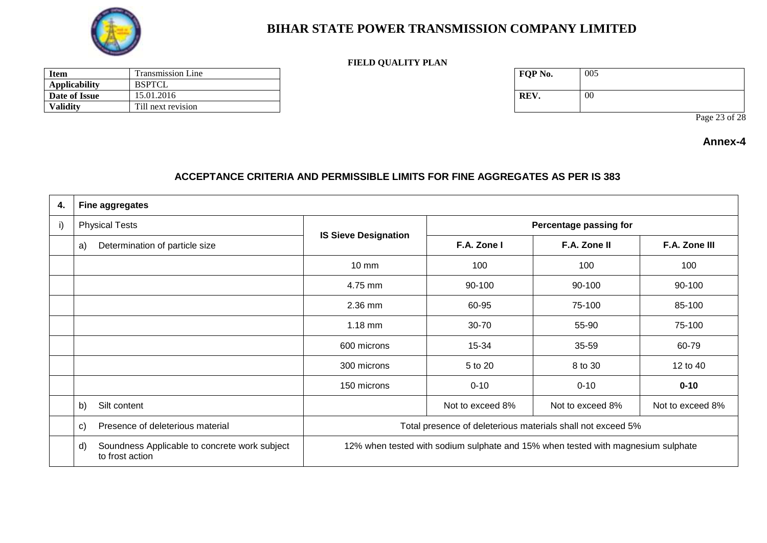**Annex-4**

## ACCEPTANCE CRITERIA AND PERMISSIBLE LIMITS FOR FINE AGGREGATES AS PER IS 383

| 4. | Fine aggregates | | | | |
|---|---|---|---|---|---|
| i) | Physical Tests | IS Sieve Designation | Percentage passing for | | |
| | a) Determination of particle size | | F.A. Zone I | F.A. Zone II | F.A. Zone III |
| | | 10 mm | 100 | 100 | 100 |
| | | 4.75 mm | 90-100 | 90-100 | 90-100 |
| | | 2.36 mm | 60-95 | 75-100 | 85-100 |
| | | 1.18 mm | 30-70 | 55-90 | 75-100 |
| | | 600 microns | 15-34 | 35-59 | 60-79 |
| | | 300 microns | 5 to 20 | 8 to 30 | 12 to 40 |
| | | 150 microns | 0-10 | 0-10 | **0-10** |
| | b) Silt content | | Not to exceed 8% | Not to exceed 8% | Not to exceed 8% |
| | c) Presence of deleterious material | Total presence of deleterious materials shall not exceed 5% | | | |
| | d) Soundness Applicable to concrete work subject to frost action | 12% when tested with sodium sulphate and 15% when tested with magnesium sulphate | | | |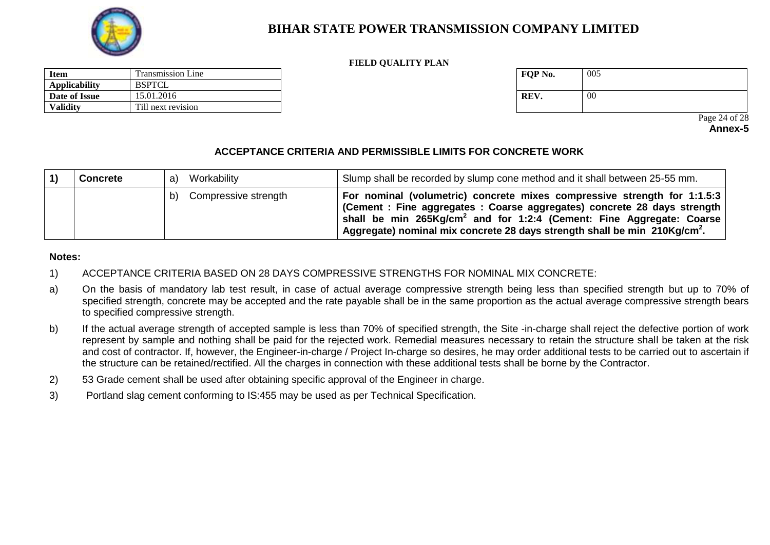# BIHAR STATE POWER TRANSMISSION COMPANY LIMITED

**FIELD QUALITY PLAN**

| | |
|---|---|
| **Item** | Transmission Line |
| **Applicability** | BSPTCL |
| **Date of Issue** | 15.01.2016 |
| **Validity** | Till next revision |

| | |
|---|---|
| **FQP No.** | 005 |
| **REV.** | 00 |

**Annex-5**

### ACCEPTANCE CRITERIA AND PERMISSIBLE LIMITS FOR CONCRETE WORK

| | | | |
|---|---|---|---|
| **1)** | **Concrete** | a) Workability | Slump shall be recorded by slump cone method and it shall between 25-55 mm. |
| | | b) Compressive strength | **For nominal (volumetric) concrete mixes compressive strength for 1:1.5:3 (Cement : Fine aggregates : Coarse aggregates) concrete 28 days strength shall be min 265Kg/cm$^2$ and for 1:2:4 (Cement: Fine Aggregate: Coarse Aggregate) nominal mix concrete 28 days strength shall be min 210Kg/cm$^2$.** |

**Notes:**

1) ACCEPTANCE CRITERIA BASED ON 28 DAYS COMPRESSIVE STRENGTHS FOR NOMINAL MIX CONCRETE:

a) On the basis of mandatory lab test result, in case of actual average compressive strength being less than specified strength but up to 70% of specified strength, concrete may be accepted and the rate payable shall be in the same proportion as the actual average compressive strength bears to specified compressive strength.

b) If the actual average strength of accepted sample is less than 70% of specified strength, the Site -in-charge shall reject the defective portion of work represent by sample and nothing shall be paid for the rejected work. Remedial measures necessary to retain the structure shall be taken at the risk and cost of contractor. If, however, the Engineer-in-charge / Project In-charge so desires, he may order additional tests to be carried out to ascertain if the structure can be retained/rectified. All the charges in connection with these additional tests shall be borne by the Contractor.

2) 53 Grade cement shall be used after obtaining specific approval of the Engineer in charge.

3) Portland slag cement conforming to IS:455 may be used as per Technical Specification.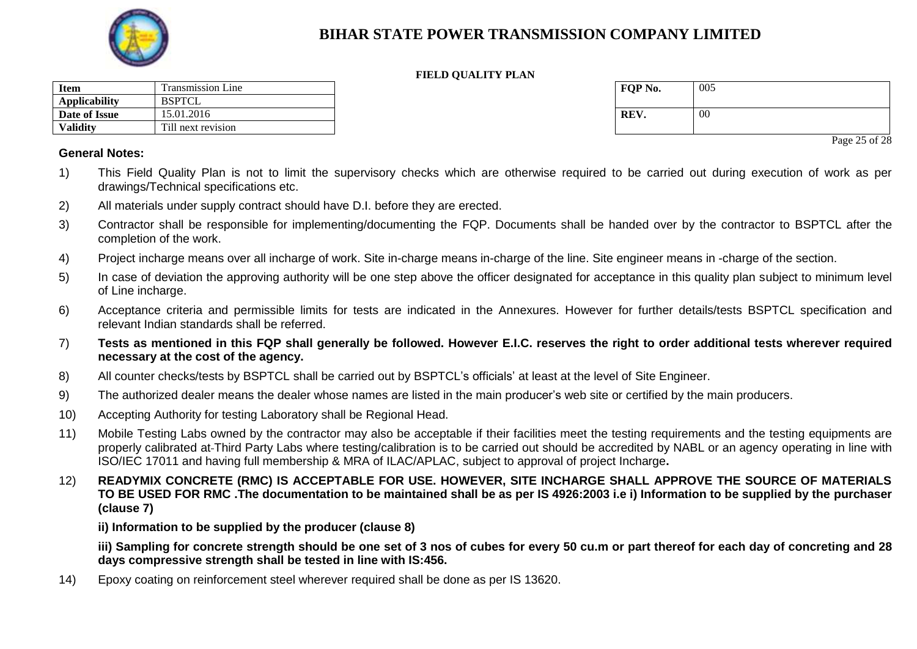# BIHAR STATE POWER TRANSMISSION COMPANY LIMITED

**FIELD QUALITY PLAN**

| **Item** | Transmission Line |
|---|---|
| **Applicability** | BSPTCL |
| **Date of Issue** | 15.01.2016 |
| **Validity** | Till next revision |

| **FQP No.** | 005 |
|---|---|
| **REV.** | 00 |

**General Notes:**

1) This Field Quality Plan is not to limit the supervisory checks which are otherwise required to be carried out during execution of work as per drawings/Technical specifications etc.

2) All materials under supply contract should have D.I. before they are erected.

3) Contractor shall be responsible for implementing/documenting the FQP. Documents shall be handed over by the contractor to BSPTCL after the completion of the work.

4) Project incharge means over all incharge of work. Site in-charge means in-charge of the line. Site engineer means in -charge of the section.

5) In case of deviation the approving authority will be one step above the officer designated for acceptance in this quality plan subject to minimum level of Line incharge.

6) Acceptance criteria and permissible limits for tests are indicated in the Annexures. However for further details/tests BSPTCL specification and relevant Indian standards shall be referred.

7) **Tests as mentioned in this FQP shall generally be followed. However E.I.C. reserves the right to order additional tests wherever required necessary at the cost of the agency.**

8) All counter checks/tests by BSPTCL shall be carried out by BSPTCL's officials' at least at the level of Site Engineer.

9) The authorized dealer means the dealer whose names are listed in the main producer's web site or certified by the main producers.

10) Accepting Authority for testing Laboratory shall be Regional Head.

11) Mobile Testing Labs owned by the contractor may also be acceptable if their facilities meet the testing requirements and the testing equipments are properly calibrated at-Third Party Labs where testing/calibration is to be carried out should be accredited by NABL or an agency operating in line with ISO/IEC 17011 and having full membership & MRA of ILAC/APLAC, subject to approval of project Incharge**.**

12) **READYMIX CONCRETE (RMC) IS ACCEPTABLE FOR USE. HOWEVER, SITE INCHARGE SHALL APPROVE THE SOURCE OF MATERIALS TO BE USED FOR RMC .The documentation to be maintained shall be as per IS 4926:2003 i.e i) Information to be supplied by the purchaser (clause 7)**

    **ii) Information to be supplied by the producer (clause 8)**

    **iii) Sampling for concrete strength should be one set of 3 nos of cubes for every 50 cu.m or part thereof for each day of concreting and 28 days compressive strength shall be tested in line with IS:456.**

14) Epoxy coating on reinforcement steel wherever required shall be done as per IS 13620.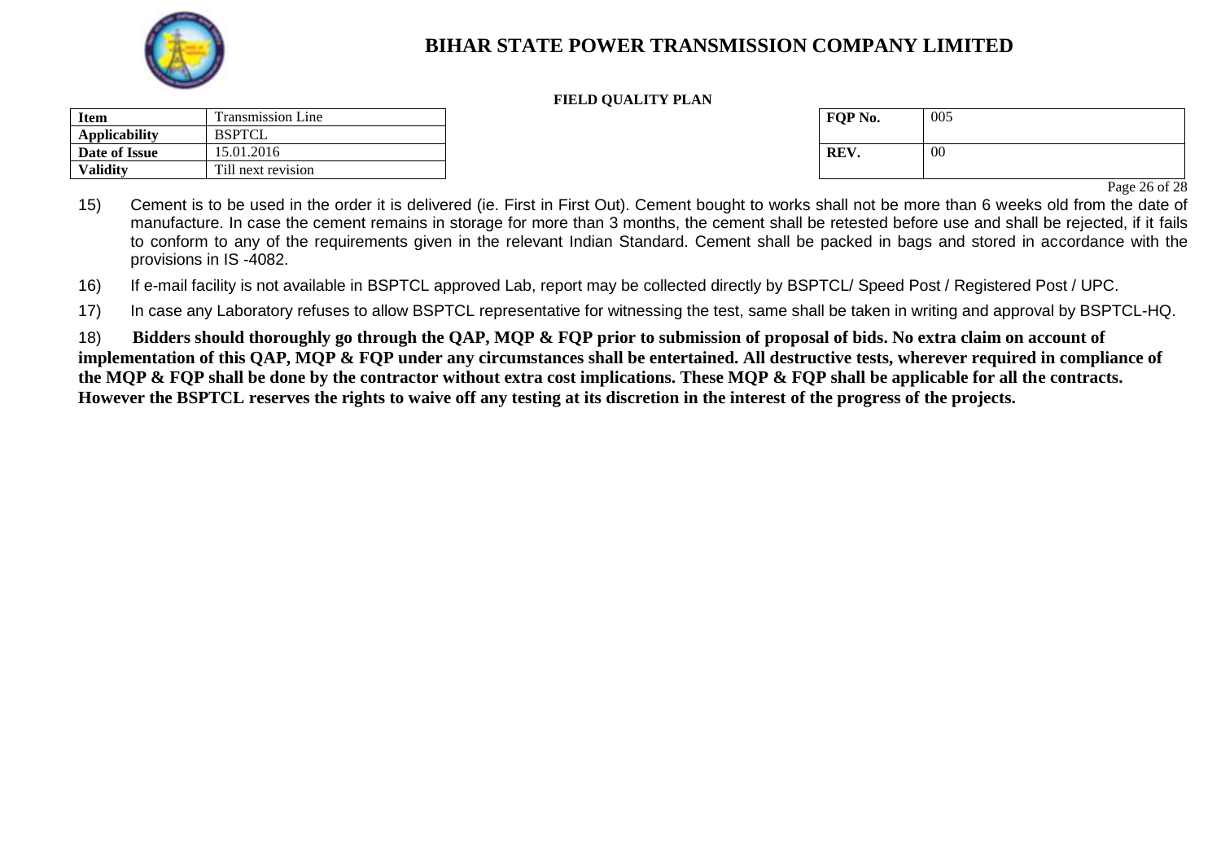15) Cement is to be used in the order it is delivered (ie. First in First Out). Cement bought to works shall not be more than 6 weeks old from the date of manufacture. In case the cement remains in storage for more than 3 months, the cement shall be retested before use and shall be rejected, if it fails to conform to any of the requirements given in the relevant Indian Standard. Cement shall be packed in bags and stored in accordance with the provisions in IS -4082.

16) If e-mail facility is not available in BSPTCL approved Lab, report may be collected directly by BSPTCL/ Speed Post / Registered Post / UPC.

17) In case any Laboratory refuses to allow BSPTCL representative for witnessing the test, same shall be taken in writing and approval by BSPTCL-HQ.

18) **Bidders should thoroughly go through the QAP, MQP & FQP prior to submission of proposal of bids. No extra claim on account of implementation of this QAP, MQP & FQP under any circumstances shall be entertained. All destructive tests, wherever required in compliance of the MQP & FQP shall be done by the contractor without extra cost implications. These MQP & FQP shall be applicable for all the contracts. However the BSPTCL reserves the rights to waive off any testing at its discretion in the interest of the progress of the projects.**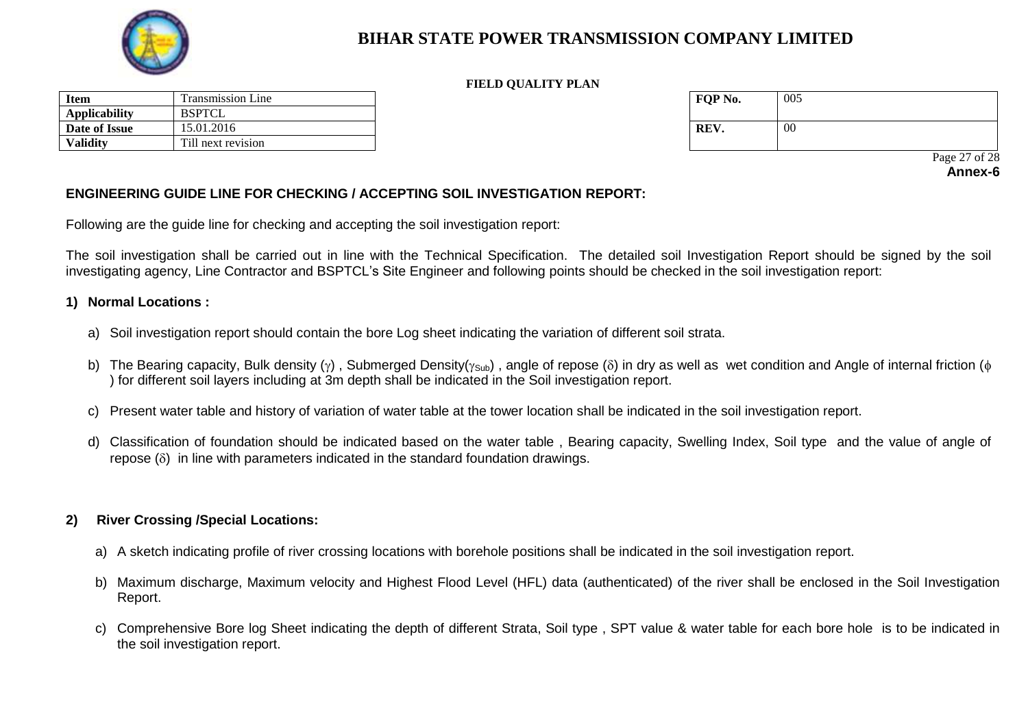# BIHAR STATE POWER TRANSMISSION COMPANY LIMITED

**FIELD QUALITY PLAN**

| | |
|---|---|
| **Item** | Transmission Line |
| **Applicability** | BSPTCL |
| **Date of Issue** | 15.01.2016 |
| **Validity** | Till next revision |

| | |
|---|---|
| **FQP No.** | 005 |
| **REV.** | 00 |

**Annex-6**

## ENGINEERING GUIDE LINE FOR CHECKING / ACCEPTING SOIL INVESTIGATION REPORT:

Following are the guide line for checking and accepting the soil investigation report:

The soil investigation shall be carried out in line with the Technical Specification. The detailed soil Investigation Report should be signed by the soil investigating agency, Line Contractor and BSPTCL's Site Engineer and following points should be checked in the soil investigation report:

### 1) Normal Locations :

a) Soil investigation report should contain the bore Log sheet indicating the variation of different soil strata.

b) The Bearing capacity, Bulk density ($\gamma$) , Submerged Density($\gamma_{Sub}$) , angle of repose ($\delta$) in dry as well as wet condition and Angle of internal friction ($\phi$ ) for different soil layers including at 3m depth shall be indicated in the Soil investigation report.

c) Present water table and history of variation of water table at the tower location shall be indicated in the soil investigation report.

d) Classification of foundation should be indicated based on the water table , Bearing capacity, Swelling Index, Soil type and the value of angle of repose ($\delta$) in line with parameters indicated in the standard foundation drawings.

### 2) River Crossing /Special Locations:

a) A sketch indicating profile of river crossing locations with borehole positions shall be indicated in the soil investigation report.

b) Maximum discharge, Maximum velocity and Highest Flood Level (HFL) data (authenticated) of the river shall be enclosed in the Soil Investigation Report.

c) Comprehensive Bore log Sheet indicating the depth of different Strata, Soil type , SPT value & water table for each bore hole is to be indicated in the soil investigation report.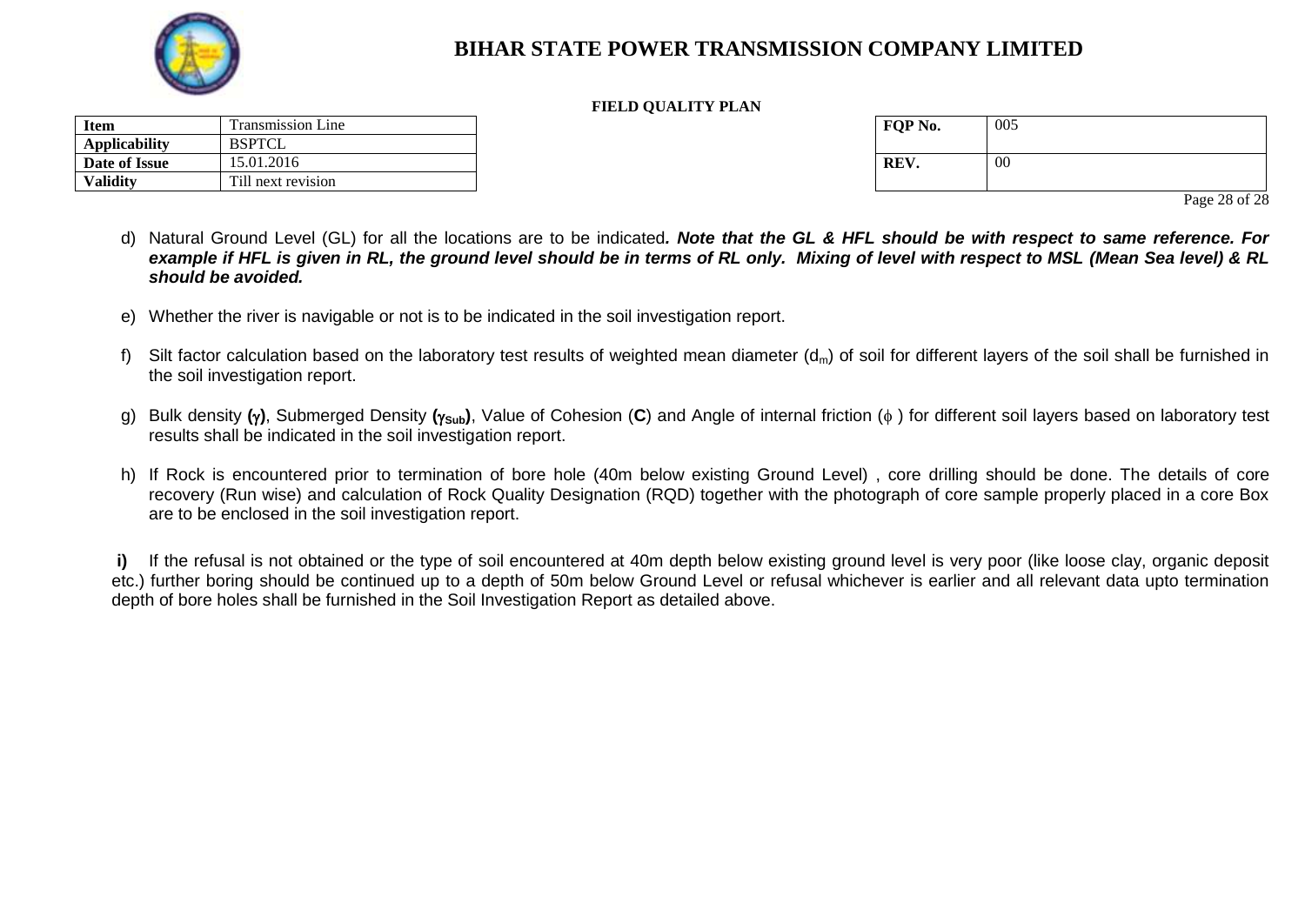d) Natural Ground Level (GL) for all the locations are to be indicated***. Note that the GL & HFL should be with respect to same reference. For example if HFL is given in RL, the ground level should be in terms of RL only. Mixing of level with respect to MSL (Mean Sea level) & RL should be avoided.***

e) Whether the river is navigable or not is to be indicated in the soil investigation report.

f) Silt factor calculation based on the laboratory test results of weighted mean diameter ($d_m$) of soil for different layers of the soil shall be furnished in the soil investigation report.

g) Bulk density **($\gamma$)**, Submerged Density **($\gamma_{Sub}$)**, Value of Cohesion (**C**) and Angle of internal friction ($\phi$ ) for different soil layers based on laboratory test results shall be indicated in the soil investigation report.

h) If Rock is encountered prior to termination of bore hole (40m below existing Ground Level) , core drilling should be done. The details of core recovery (Run wise) and calculation of Rock Quality Designation (RQD) together with the photograph of core sample properly placed in a core Box are to be enclosed in the soil investigation report.

**i)** If the refusal is not obtained or the type of soil encountered at 40m depth below existing ground level is very poor (like loose clay, organic deposit etc.) further boring should be continued up to a depth of 50m below Ground Level or refusal whichever is earlier and all relevant data upto termination depth of bore holes shall be furnished in the Soil Investigation Report as detailed above.